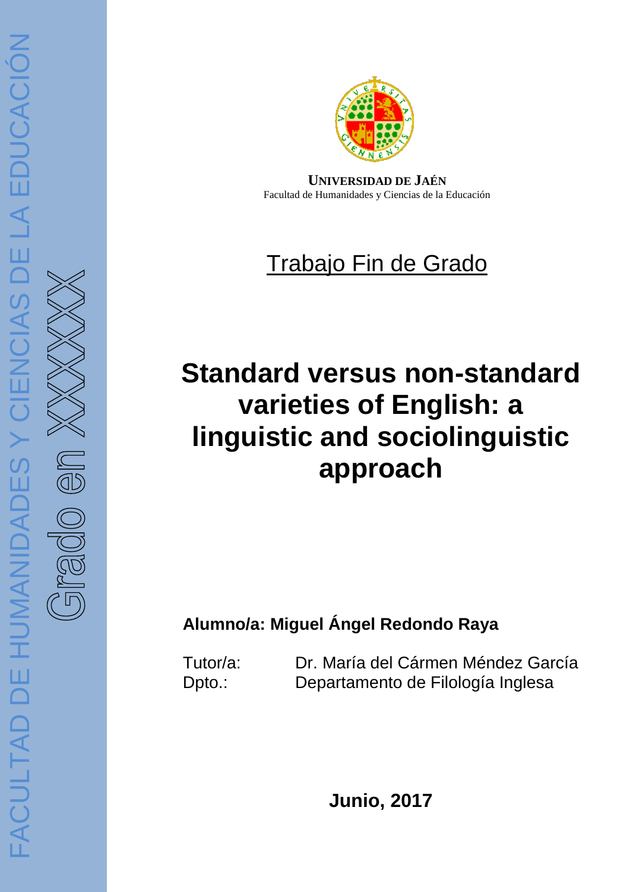FACULTAD DE HUMANIDADES Y CIENCIAS DE LA EDUCACIÓN

Grado en XXXXXX

**UNIVERSIDAD DE JAÉN**
Facultad de Humanidades y Ciencias de la Educación

Trabajo Fin de Grado

# Standard versus non-standard varieties of English: a linguistic and sociolinguistic approach

**Alumno/a: Miguel Ángel Redondo Raya**

Tutor/a: Dr. María del Cármen Méndez García
Dpto.: Departamento de Filología Inglesa

**Junio, 2017**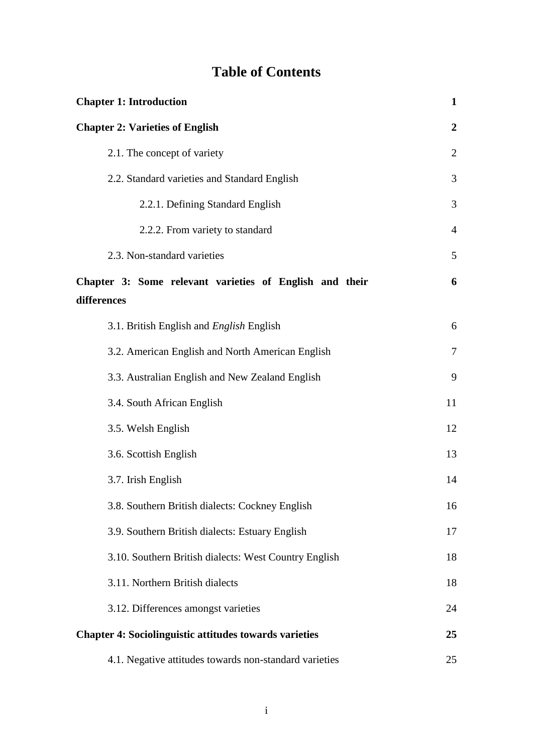# Table of Contents

| | |
|---|---|
| **Chapter 1: Introduction** | **1** |
| **Chapter 2: Varieties of English** | **2** |
| 2.1. The concept of variety | 2 |
| 2.2. Standard varieties and Standard English | 3 |
| 2.2.1. Defining Standard English | 3 |
| 2.2.2. From variety to standard | 4 |
| 2.3. Non-standard varieties | 5 |
| **Chapter 3: Some relevant varieties of English and their differences** | **6** |
| 3.1. British English and *English* English | 6 |
| 3.2. American English and North American English | 7 |
| 3.3. Australian English and New Zealand English | 9 |
| 3.4. South African English | 11 |
| 3.5. Welsh English | 12 |
| 3.6. Scottish English | 13 |
| 3.7. Irish English | 14 |
| 3.8. Southern British dialects: Cockney English | 16 |
| 3.9. Southern British dialects: Estuary English | 17 |
| 3.10. Southern British dialects: West Country English | 18 |
| 3.11. Northern British dialects | 18 |
| 3.12. Differences amongst varieties | 24 |
| **Chapter 4: Sociolinguistic attitudes towards varieties** | **25** |
| 4.1. Negative attitudes towards non-standard varieties | 25 |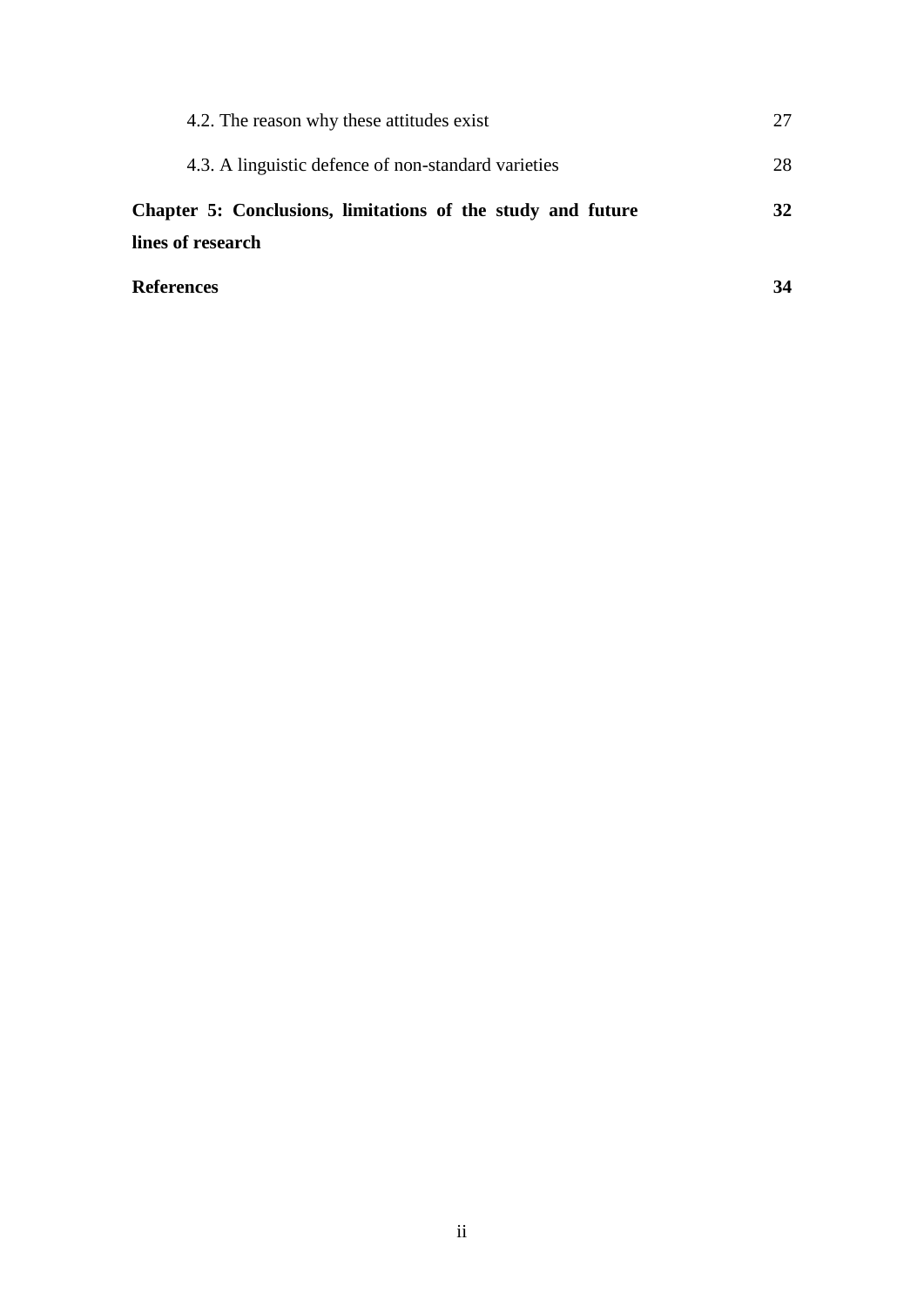| | |
|---|---|
| 4.2. The reason why these attitudes exist | 27 |
| 4.3. A linguistic defence of non-standard varieties | 28 |
| **Chapter 5: Conclusions, limitations of the study and future lines of research** | **32** |
| **References** | **34** |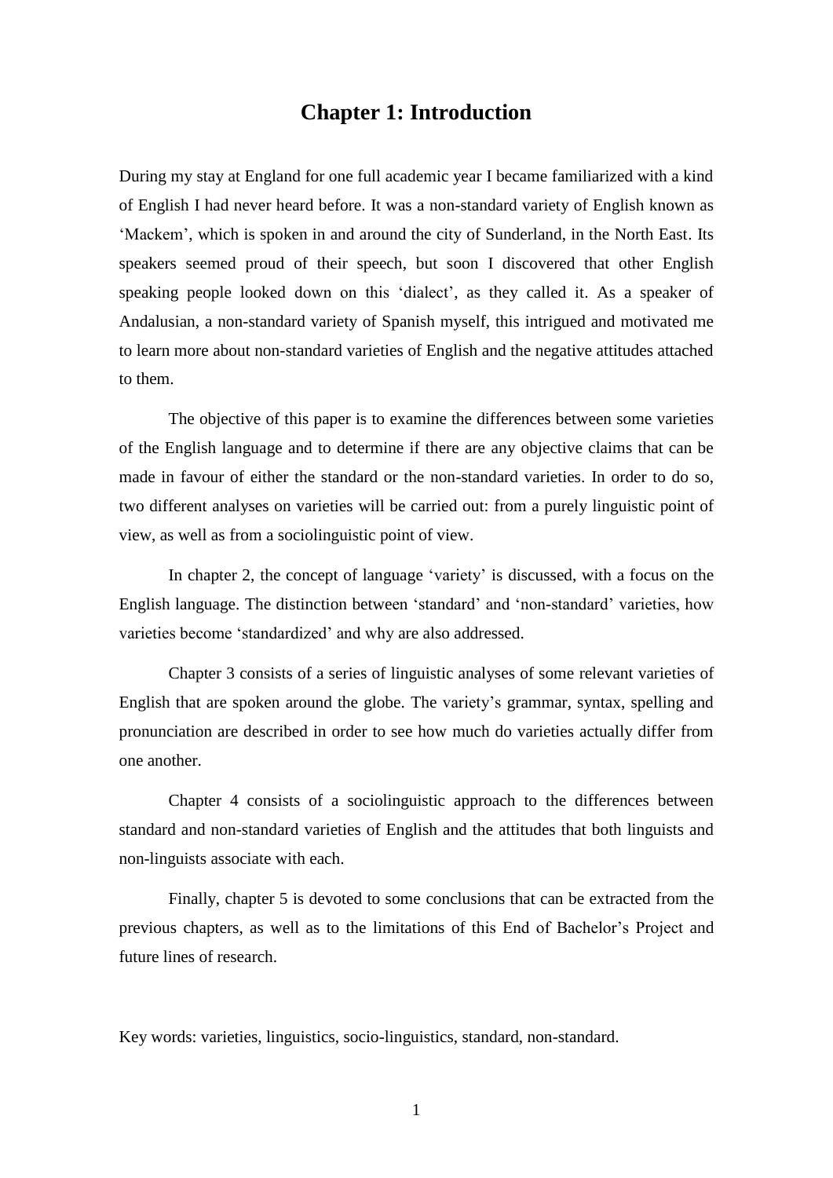# Chapter 1: Introduction

During my stay at England for one full academic year I became familiarized with a kind of English I had never heard before. It was a non-standard variety of English known as 'Mackem', which is spoken in and around the city of Sunderland, in the North East. Its speakers seemed proud of their speech, but soon I discovered that other English speaking people looked down on this 'dialect', as they called it. As a speaker of Andalusian, a non-standard variety of Spanish myself, this intrigued and motivated me to learn more about non-standard varieties of English and the negative attitudes attached to them.

The objective of this paper is to examine the differences between some varieties of the English language and to determine if there are any objective claims that can be made in favour of either the standard or the non-standard varieties. In order to do so, two different analyses on varieties will be carried out: from a purely linguistic point of view, as well as from a sociolinguistic point of view.

In chapter 2, the concept of language 'variety' is discussed, with a focus on the English language. The distinction between 'standard' and 'non-standard' varieties, how varieties become 'standardized' and why are also addressed.

Chapter 3 consists of a series of linguistic analyses of some relevant varieties of English that are spoken around the globe. The variety's grammar, syntax, spelling and pronunciation are described in order to see how much do varieties actually differ from one another.

Chapter 4 consists of a sociolinguistic approach to the differences between standard and non-standard varieties of English and the attitudes that both linguists and non-linguists associate with each.

Finally, chapter 5 is devoted to some conclusions that can be extracted from the previous chapters, as well as to the limitations of this End of Bachelor's Project and future lines of research.

Key words: varieties, linguistics, socio-linguistics, standard, non-standard.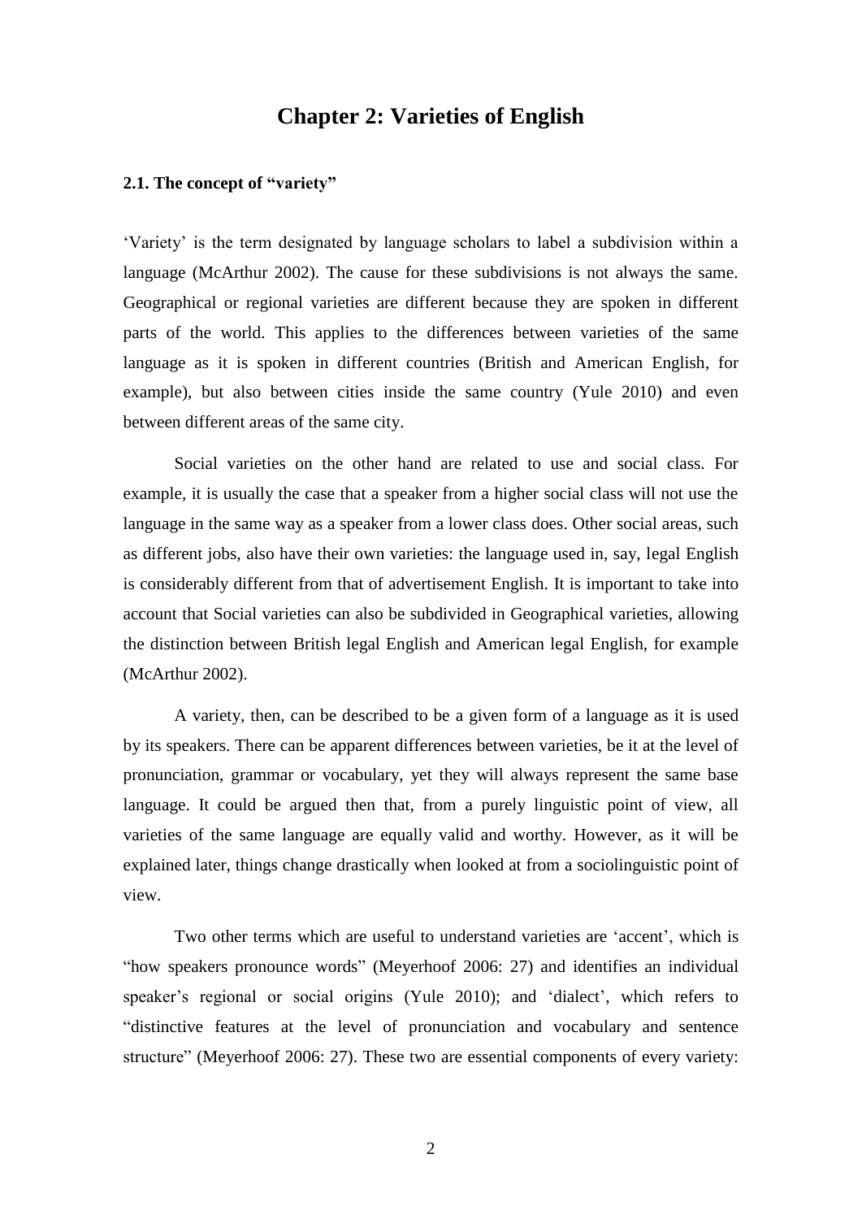# Chapter 2: Varieties of English

## 2.1. The concept of "variety"

'Variety' is the term designated by language scholars to label a subdivision within a language (McArthur 2002). The cause for these subdivisions is not always the same. Geographical or regional varieties are different because they are spoken in different parts of the world. This applies to the differences between varieties of the same language as it is spoken in different countries (British and American English, for example), but also between cities inside the same country (Yule 2010) and even between different areas of the same city.

Social varieties on the other hand are related to use and social class. For example, it is usually the case that a speaker from a higher social class will not use the language in the same way as a speaker from a lower class does. Other social areas, such as different jobs, also have their own varieties: the language used in, say, legal English is considerably different from that of advertisement English. It is important to take into account that Social varieties can also be subdivided in Geographical varieties, allowing the distinction between British legal English and American legal English, for example (McArthur 2002).

A variety, then, can be described to be a given form of a language as it is used by its speakers. There can be apparent differences between varieties, be it at the level of pronunciation, grammar or vocabulary, yet they will always represent the same base language. It could be argued then that, from a purely linguistic point of view, all varieties of the same language are equally valid and worthy. However, as it will be explained later, things change drastically when looked at from a sociolinguistic point of view.

Two other terms which are useful to understand varieties are 'accent', which is "how speakers pronounce words" (Meyerhoof 2006: 27) and identifies an individual speaker's regional or social origins (Yule 2010); and 'dialect', which refers to "distinctive features at the level of pronunciation and vocabulary and sentence structure" (Meyerhoof 2006: 27). These two are essential components of every variety: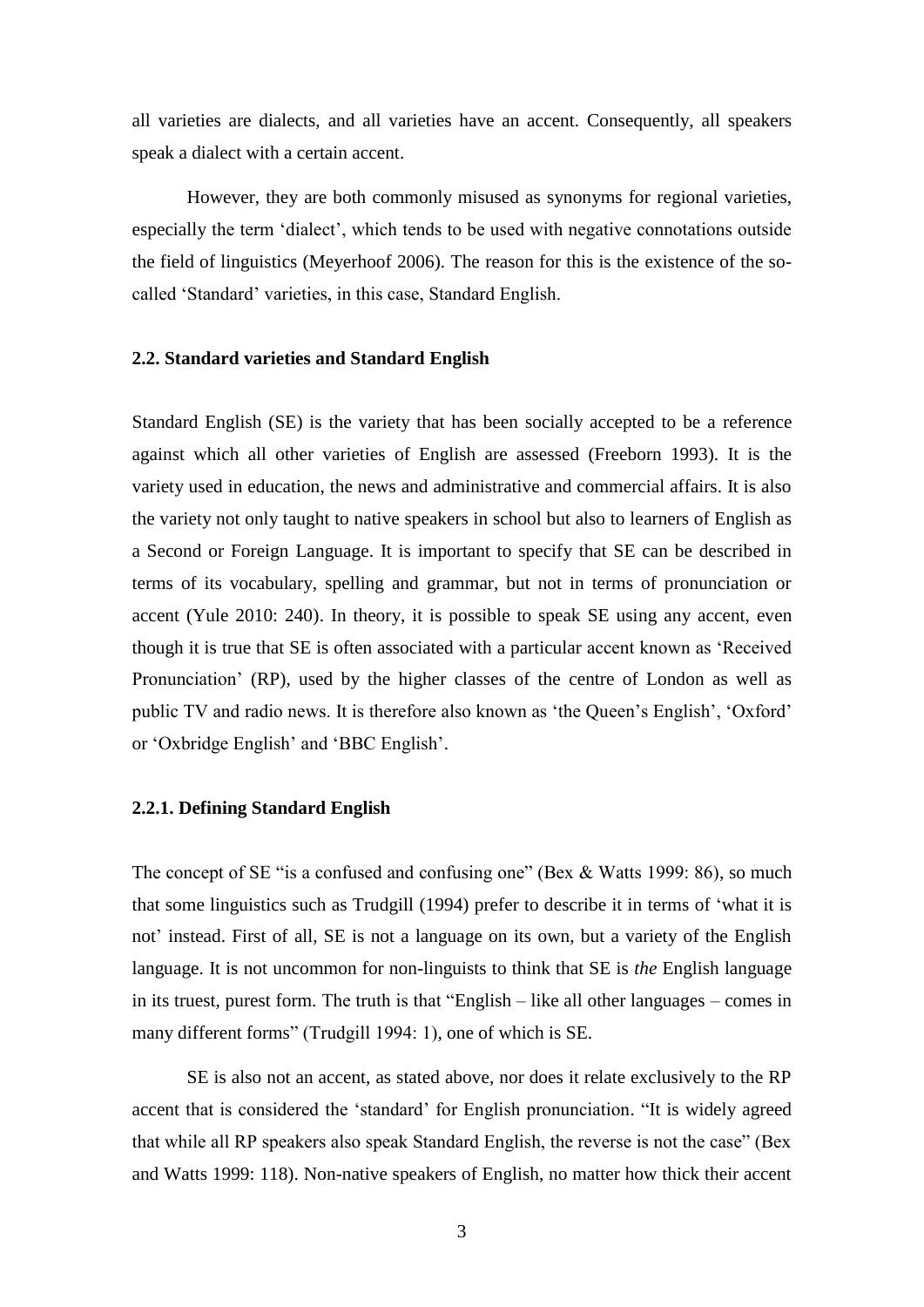all varieties are dialects, and all varieties have an accent. Consequently, all speakers speak a dialect with a certain accent.

However, they are both commonly misused as synonyms for regional varieties, especially the term 'dialect', which tends to be used with negative connotations outside the field of linguistics (Meyerhoof 2006). The reason for this is the existence of the so-called 'Standard' varieties, in this case, Standard English.

### 2.2. Standard varieties and Standard English

Standard English (SE) is the variety that has been socially accepted to be a reference against which all other varieties of English are assessed (Freeborn 1993). It is the variety used in education, the news and administrative and commercial affairs. It is also the variety not only taught to native speakers in school but also to learners of English as a Second or Foreign Language. It is important to specify that SE can be described in terms of its vocabulary, spelling and grammar, but not in terms of pronunciation or accent (Yule 2010: 240). In theory, it is possible to speak SE using any accent, even though it is true that SE is often associated with a particular accent known as 'Received Pronunciation' (RP), used by the higher classes of the centre of London as well as public TV and radio news. It is therefore also known as 'the Queen's English', 'Oxford' or 'Oxbridge English' and 'BBC English'.

#### 2.2.1. Defining Standard English

The concept of SE "is a confused and confusing one" (Bex & Watts 1999: 86), so much that some linguistics such as Trudgill (1994) prefer to describe it in terms of 'what it is not' instead. First of all, SE is not a language on its own, but a variety of the English language. It is not uncommon for non-linguists to think that SE is *the* English language in its truest, purest form. The truth is that "English – like all other languages – comes in many different forms" (Trudgill 1994: 1), one of which is SE.

SE is also not an accent, as stated above, nor does it relate exclusively to the RP accent that is considered the 'standard' for English pronunciation. "It is widely agreed that while all RP speakers also speak Standard English, the reverse is not the case" (Bex and Watts 1999: 118). Non-native speakers of English, no matter how thick their accent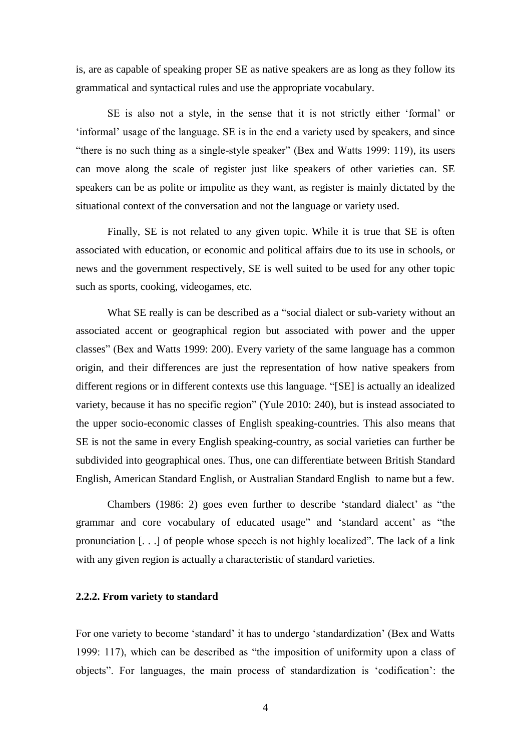is, are as capable of speaking proper SE as native speakers are as long as they follow its grammatical and syntactical rules and use the appropriate vocabulary.

SE is also not a style, in the sense that it is not strictly either 'formal' or 'informal' usage of the language. SE is in the end a variety used by speakers, and since "there is no such thing as a single-style speaker" (Bex and Watts 1999: 119), its users can move along the scale of register just like speakers of other varieties can. SE speakers can be as polite or impolite as they want, as register is mainly dictated by the situational context of the conversation and not the language or variety used.

Finally, SE is not related to any given topic. While it is true that SE is often associated with education, or economic and political affairs due to its use in schools, or news and the government respectively, SE is well suited to be used for any other topic such as sports, cooking, videogames, etc.

What SE really is can be described as a "social dialect or sub-variety without an associated accent or geographical region but associated with power and the upper classes" (Bex and Watts 1999: 200). Every variety of the same language has a common origin, and their differences are just the representation of how native speakers from different regions or in different contexts use this language. "[SE] is actually an idealized variety, because it has no specific region" (Yule 2010: 240), but is instead associated to the upper socio-economic classes of English speaking-countries. This also means that SE is not the same in every English speaking-country, as social varieties can further be subdivided into geographical ones. Thus, one can differentiate between British Standard English, American Standard English, or Australian Standard English to name but a few.

Chambers (1986: 2) goes even further to describe 'standard dialect' as "the grammar and core vocabulary of educated usage" and 'standard accent' as "the pronunciation [. . .] of people whose speech is not highly localized". The lack of a link with any given region is actually a characteristic of standard varieties.

### 2.2.2. From variety to standard

For one variety to become 'standard' it has to undergo 'standardization' (Bex and Watts 1999: 117), which can be described as "the imposition of uniformity upon a class of objects". For languages, the main process of standardization is 'codification': the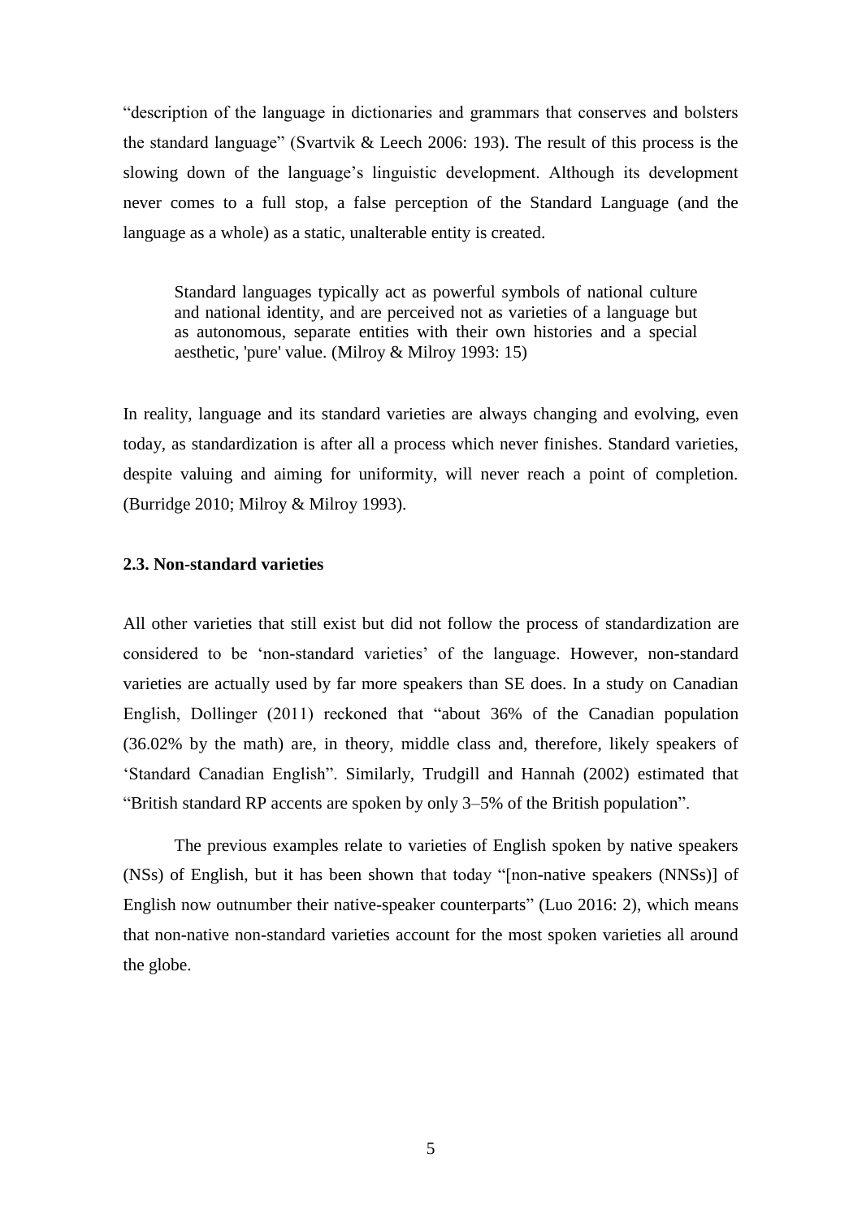"description of the language in dictionaries and grammars that conserves and bolsters the standard language" (Svartvik & Leech 2006: 193). The result of this process is the slowing down of the language's linguistic development. Although its development never comes to a full stop, a false perception of the Standard Language (and the language as a whole) as a static, unalterable entity is created.

> Standard languages typically act as powerful symbols of national culture and national identity, and are perceived not as varieties of a language but as autonomous, separate entities with their own histories and a special aesthetic, 'pure' value. (Milroy & Milroy 1993: 15)

In reality, language and its standard varieties are always changing and evolving, even today, as standardization is after all a process which never finishes. Standard varieties, despite valuing and aiming for uniformity, will never reach a point of completion. (Burridge 2010; Milroy & Milroy 1993).

### 2.3. Non-standard varieties

All other varieties that still exist but did not follow the process of standardization are considered to be 'non-standard varieties' of the language. However, non-standard varieties are actually used by far more speakers than SE does. In a study on Canadian English, Dollinger (2011) reckoned that "about 36% of the Canadian population (36.02% by the math) are, in theory, middle class and, therefore, likely speakers of 'Standard Canadian English". Similarly, Trudgill and Hannah (2002) estimated that "British standard RP accents are spoken by only 3–5% of the British population".

The previous examples relate to varieties of English spoken by native speakers (NSs) of English, but it has been shown that today "[non-native speakers (NNSs)] of English now outnumber their native-speaker counterparts" (Luo 2016: 2), which means that non-native non-standard varieties account for the most spoken varieties all around the globe.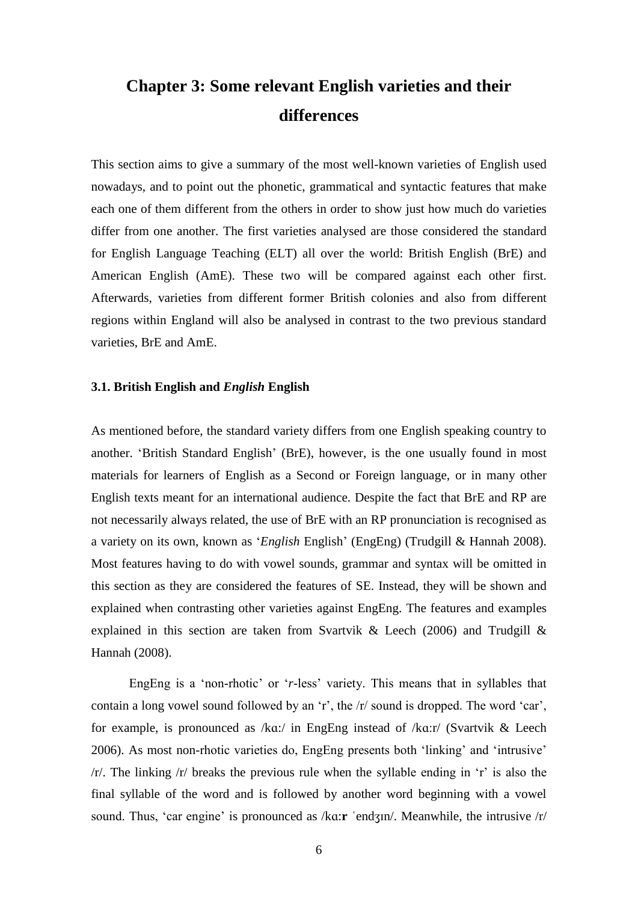# Chapter 3: Some relevant English varieties and their differences

This section aims to give a summary of the most well-known varieties of English used nowadays, and to point out the phonetic, grammatical and syntactic features that make each one of them different from the others in order to show just how much do varieties differ from one another. The first varieties analysed are those considered the standard for English Language Teaching (ELT) all over the world: British English (BrE) and American English (AmE). These two will be compared against each other first. Afterwards, varieties from different former British colonies and also from different regions within England will also be analysed in contrast to the two previous standard varieties, BrE and AmE.

### 3.1. British English and *English* English

As mentioned before, the standard variety differs from one English speaking country to another. 'British Standard English' (BrE), however, is the one usually found in most materials for learners of English as a Second or Foreign language, or in many other English texts meant for an international audience. Despite the fact that BrE and RP are not necessarily always related, the use of BrE with an RP pronunciation is recognised as a variety on its own, known as '*English* English' (EngEng) (Trudgill & Hannah 2008). Most features having to do with vowel sounds, grammar and syntax will be omitted in this section as they are considered the features of SE. Instead, they will be shown and explained when contrasting other varieties against EngEng. The features and examples explained in this section are taken from Svartvik & Leech (2006) and Trudgill & Hannah (2008).

EngEng is a 'non-rhotic' or '*r*-less' variety. This means that in syllables that contain a long vowel sound followed by an 'r', the /r/ sound is dropped. The word 'car', for example, is pronounced as /kɑ:/ in EngEng instead of /kɑ:r/ (Svartvik & Leech 2006). As most non-rhotic varieties do, EngEng presents both 'linking' and 'intrusive' /r/. The linking /r/ breaks the previous rule when the syllable ending in 'r' is also the final syllable of the word and is followed by another word beginning with a vowel sound. Thus, 'car engine' is pronounced as /kɑ:**r** ˈendʒɪn/. Meanwhile, the intrusive /r/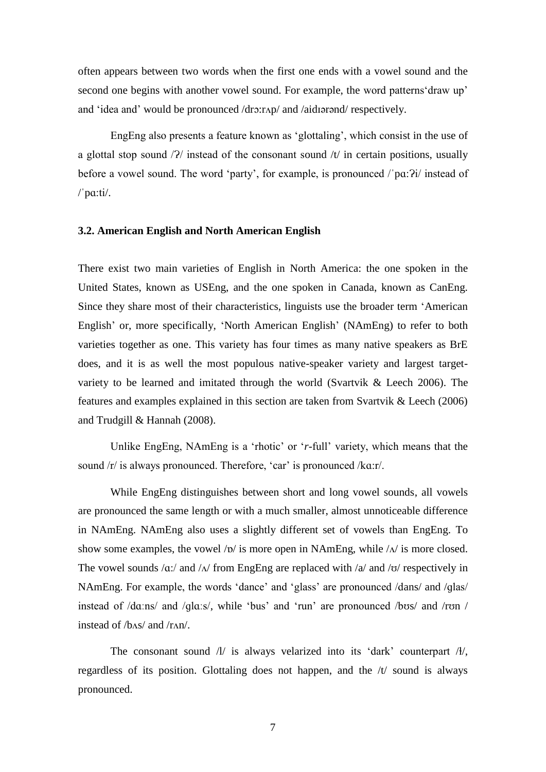often appears between two words when the first one ends with a vowel sound and the second one begins with another vowel sound. For example, the word patterns'draw up' and 'idea and' would be pronounced /drɔ:rʌp/ and /aidɪərənd/ respectively.

EngEng also presents a feature known as 'glottaling', which consist in the use of a glottal stop sound /ʔ/ instead of the consonant sound /t/ in certain positions, usually before a vowel sound. The word 'party', for example, is pronounced /ˈpɑ:ʔi/ instead of /ˈpɑ:ti/.

### 3.2. American English and North American English

There exist two main varieties of English in North America: the one spoken in the United States, known as USEng, and the one spoken in Canada, known as CanEng. Since they share most of their characteristics, linguists use the broader term 'American English' or, more specifically, 'North American English' (NAmEng) to refer to both varieties together as one. This variety has four times as many native speakers as BrE does, and it is as well the most populous native-speaker variety and largest target-variety to be learned and imitated through the world (Svartvik & Leech 2006). The features and examples explained in this section are taken from Svartvik & Leech (2006) and Trudgill & Hannah (2008).

Unlike EngEng, NAmEng is a 'rhotic' or '*r*-full' variety, which means that the sound /r/ is always pronounced. Therefore, 'car' is pronounced /kɑ:r/.

While EngEng distinguishes between short and long vowel sounds, all vowels are pronounced the same length or with a much smaller, almost unnoticeable difference in NAmEng. NAmEng also uses a slightly different set of vowels than EngEng. To show some examples, the vowel /ɒ/ is more open in NAmEng, while /ʌ/ is more closed. The vowel sounds /ɑ:/ and /ʌ/ from EngEng are replaced with /a/ and /ʊ/ respectively in NAmEng. For example, the words 'dance' and 'glass' are pronounced /dans/ and /glas/ instead of /dɑːns/ and /glɑːs/, while 'bus' and 'run' are pronounced /bʊs/ and /rʊn / instead of /bʌs/ and /rʌn/.

The consonant sound /l/ is always velarized into its 'dark' counterpart /ɫ/, regardless of its position. Glottaling does not happen, and the /t/ sound is always pronounced.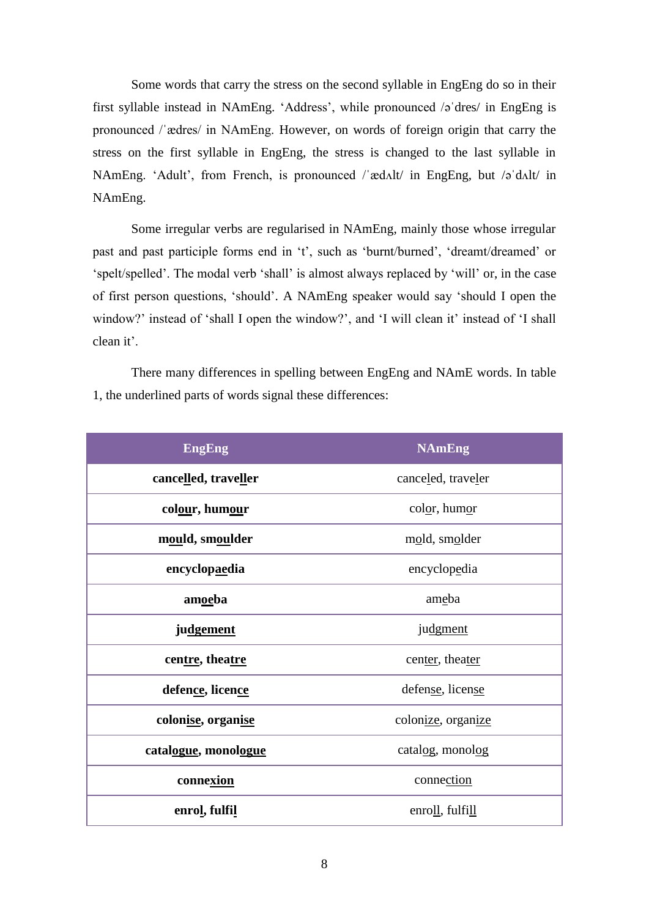Some words that carry the stress on the second syllable in EngEng do so in their first syllable instead in NAmEng. ‘Address’, while pronounced /əˈdres/ in EngEng is pronounced /ˈædres/ in NAmEng. However, on words of foreign origin that carry the stress on the first syllable in EngEng, the stress is changed to the last syllable in NAmEng. ‘Adult’, from French, is pronounced /ˈædʌlt/ in EngEng, but /əˈdʌlt/ in NAmEng.

Some irregular verbs are regularised in NAmEng, mainly those whose irregular past and past participle forms end in ‘t’, such as ‘burnt/burned’, ‘dreamt/dreamed’ or ‘spelt/spelled’. The modal verb ‘shall’ is almost always replaced by ‘will’ or, in the case of first person questions, ‘should’. A NAmEng speaker would say ‘should I open the window?’ instead of ‘shall I open the window?’, and ‘I will clean it’ instead of ‘I shall clean it’.

There many differences in spelling between EngEng and NAmE words. In table 1, the underlined parts of words signal these differences:

| EngEng | NAmEng |
|---|---|
| **cancelled, traveller** | canceled, traveler |
| **colour, humour** | color, humor |
| **mould, smoulder** | mold, smolder |
| **encyclopaedia** | encyclopedia |
| **amoeba** | ameba |
| **judgement** | judgment |
| **centre, theatre** | center, theater |
| **defence, licence** | defense, license |
| **colonise, organise** | colonize, organize |
| **catalogue, monologue** | catalog, monolog |
| **connexion** | connection |
| **enrol, fulfil** | enroll, fulfill |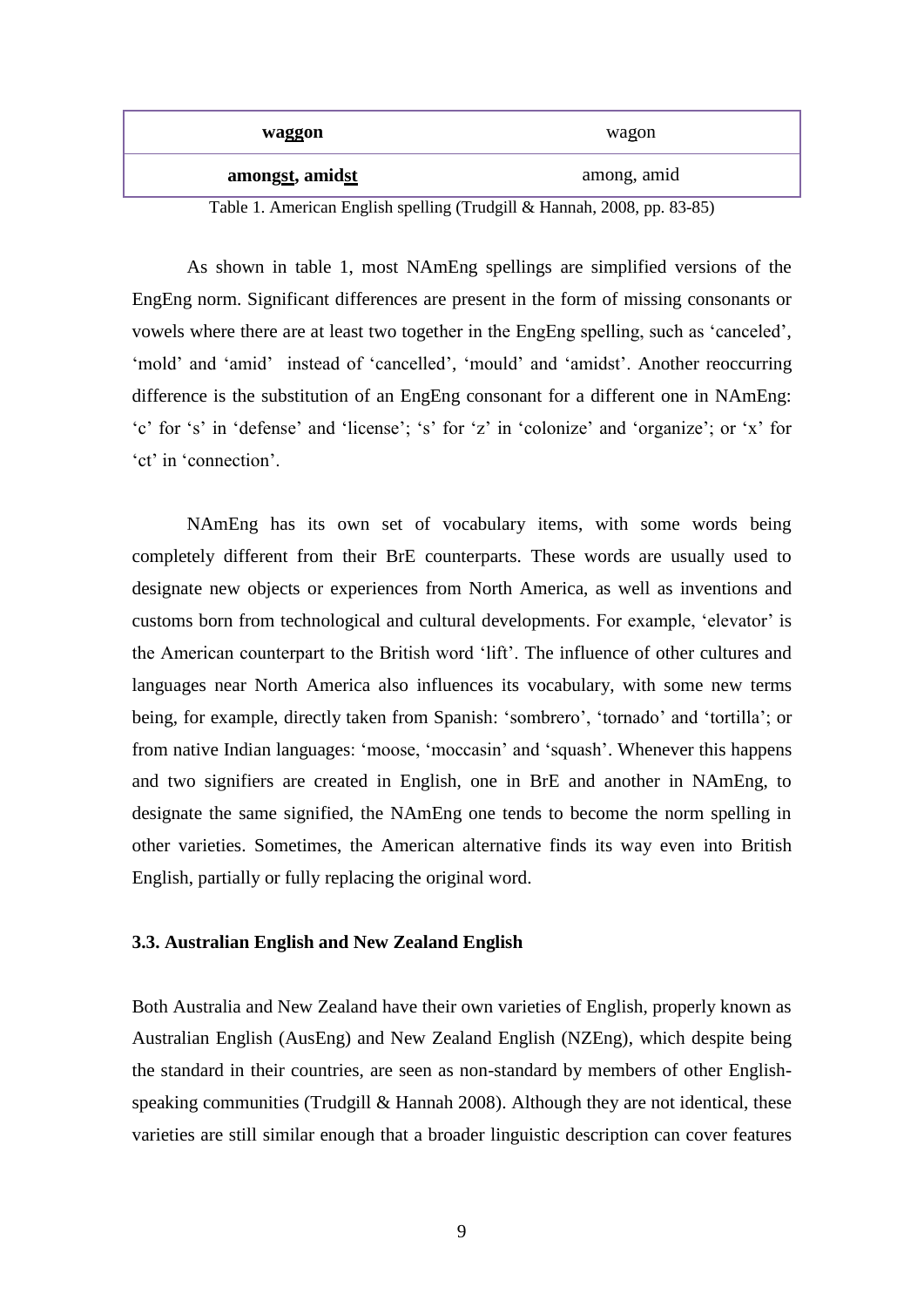| **waggon** | wagon |
|---|---|
| **amongst, amidst** | among, amid |

Table 1. American English spelling (Trudgill & Hannah, 2008, pp. 83-85)

As shown in table 1, most NAmEng spellings are simplified versions of the EngEng norm. Significant differences are present in the form of missing consonants or vowels where there are at least two together in the EngEng spelling, such as 'canceled', 'mold' and 'amid' instead of 'cancelled', 'mould' and 'amidst'. Another reoccurring difference is the substitution of an EngEng consonant for a different one in NAmEng: 'c' for 's' in 'defense' and 'license'; 's' for 'z' in 'colonize' and 'organize'; or 'x' for 'ct' in 'connection'.

NAmEng has its own set of vocabulary items, with some words being completely different from their BrE counterparts. These words are usually used to designate new objects or experiences from North America, as well as inventions and customs born from technological and cultural developments. For example, 'elevator' is the American counterpart to the British word 'lift'. The influence of other cultures and languages near North America also influences its vocabulary, with some new terms being, for example, directly taken from Spanish: 'sombrero', 'tornado' and 'tortilla'; or from native Indian languages: 'moose, 'moccasin' and 'squash'. Whenever this happens and two signifiers are created in English, one in BrE and another in NAmEng, to designate the same signified, the NAmEng one tends to become the norm spelling in other varieties. Sometimes, the American alternative finds its way even into British English, partially or fully replacing the original word.

### 3.3. Australian English and New Zealand English

Both Australia and New Zealand have their own varieties of English, properly known as Australian English (AusEng) and New Zealand English (NZEng), which despite being the standard in their countries, are seen as non-standard by members of other English-speaking communities (Trudgill & Hannah 2008). Although they are not identical, these varieties are still similar enough that a broader linguistic description can cover features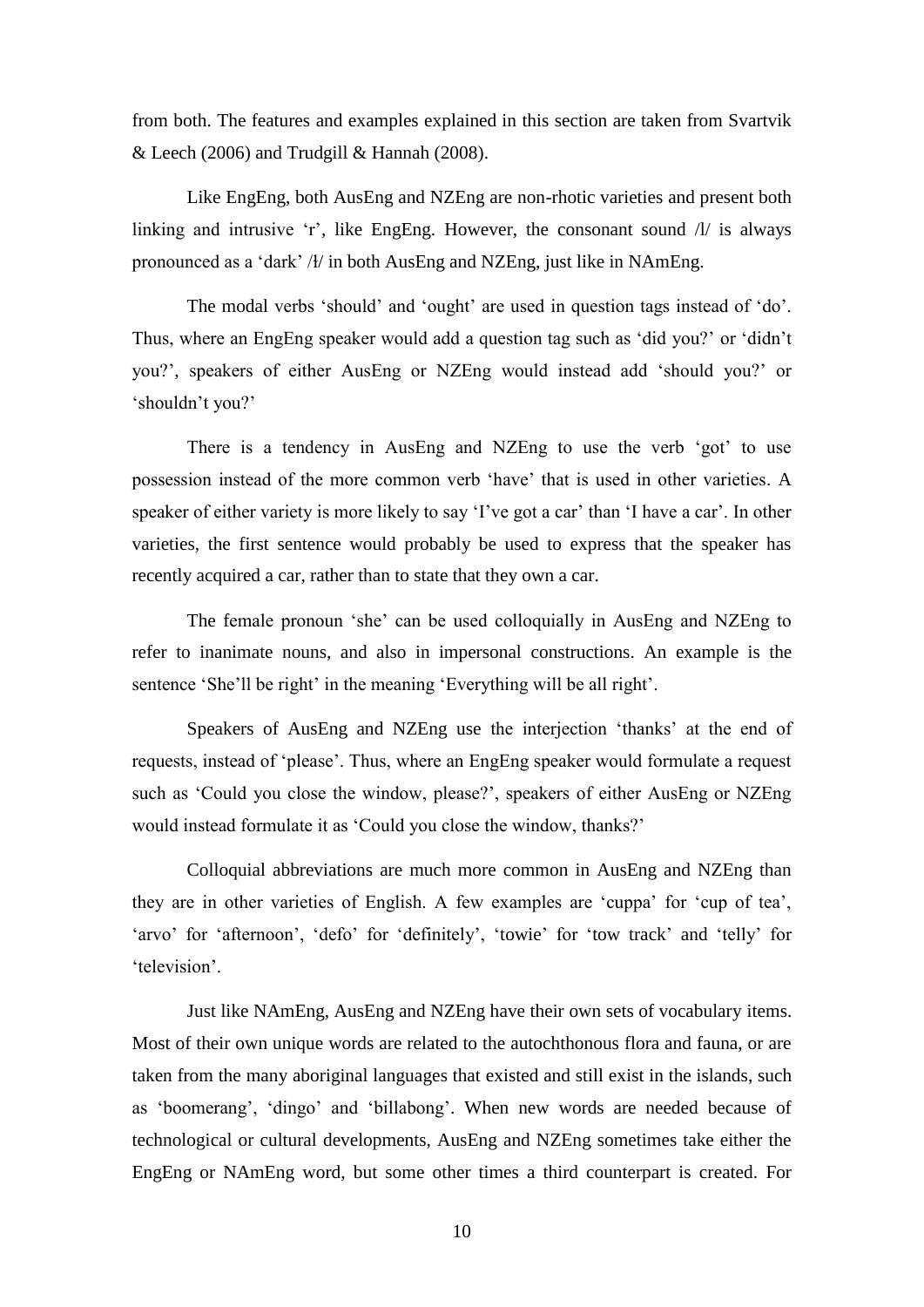from both. The features and examples explained in this section are taken from Svartvik & Leech (2006) and Trudgill & Hannah (2008).

Like EngEng, both AusEng and NZEng are non-rhotic varieties and present both linking and intrusive 'r', like EngEng. However, the consonant sound /l/ is always pronounced as a 'dark' /ɫ/ in both AusEng and NZEng, just like in NAmEng.

The modal verbs 'should' and 'ought' are used in question tags instead of 'do'. Thus, where an EngEng speaker would add a question tag such as 'did you?' or 'didn't you?', speakers of either AusEng or NZEng would instead add 'should you?' or 'shouldn't you?'

There is a tendency in AusEng and NZEng to use the verb 'got' to use possession instead of the more common verb 'have' that is used in other varieties. A speaker of either variety is more likely to say 'I've got a car' than 'I have a car'. In other varieties, the first sentence would probably be used to express that the speaker has recently acquired a car, rather than to state that they own a car.

The female pronoun 'she' can be used colloquially in AusEng and NZEng to refer to inanimate nouns, and also in impersonal constructions. An example is the sentence 'She'll be right' in the meaning 'Everything will be all right'.

Speakers of AusEng and NZEng use the interjection 'thanks' at the end of requests, instead of 'please'. Thus, where an EngEng speaker would formulate a request such as 'Could you close the window, please?', speakers of either AusEng or NZEng would instead formulate it as 'Could you close the window, thanks?'

Colloquial abbreviations are much more common in AusEng and NZEng than they are in other varieties of English. A few examples are 'cuppa' for 'cup of tea', 'arvo' for 'afternoon', 'defo' for 'definitely', 'towie' for 'tow track' and 'telly' for 'television'.

Just like NAmEng, AusEng and NZEng have their own sets of vocabulary items. Most of their own unique words are related to the autochthonous flora and fauna, or are taken from the many aboriginal languages that existed and still exist in the islands, such as 'boomerang', 'dingo' and 'billabong'. When new words are needed because of technological or cultural developments, AusEng and NZEng sometimes take either the EngEng or NAmEng word, but some other times a third counterpart is created. For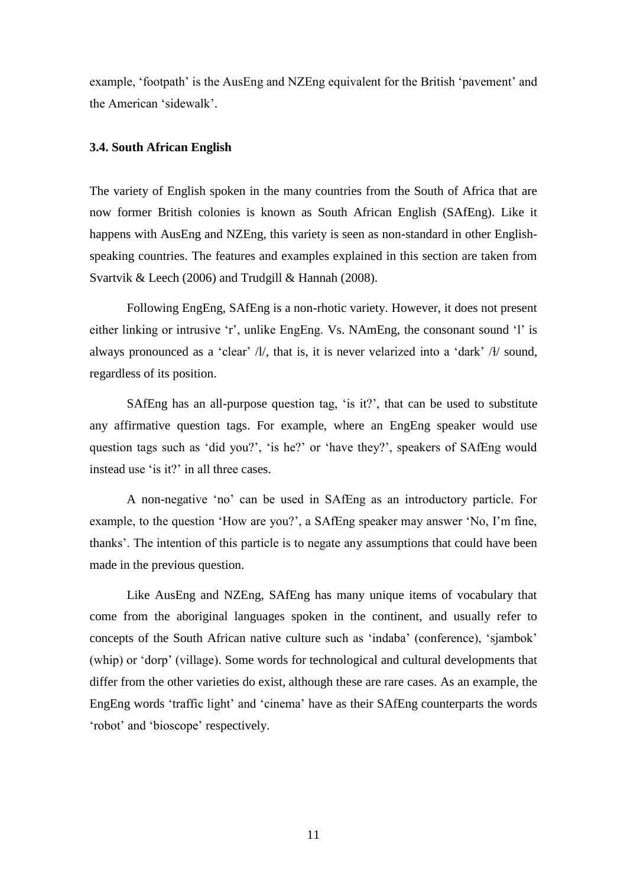example, 'footpath' is the AusEng and NZEng equivalent for the British 'pavement' and the American 'sidewalk'.

### 3.4. South African English

The variety of English spoken in the many countries from the South of Africa that are now former British colonies is known as South African English (SAfEng). Like it happens with AusEng and NZEng, this variety is seen as non-standard in other English-speaking countries. The features and examples explained in this section are taken from Svartvik & Leech (2006) and Trudgill & Hannah (2008).

Following EngEng, SAfEng is a non-rhotic variety. However, it does not present either linking or intrusive 'r', unlike EngEng. Vs. NAmEng, the consonant sound 'l' is always pronounced as a 'clear' /l/, that is, it is never velarized into a 'dark' /ɫ/ sound, regardless of its position.

SAfEng has an all-purpose question tag, 'is it?', that can be used to substitute any affirmative question tags. For example, where an EngEng speaker would use question tags such as 'did you?', 'is he?' or 'have they?', speakers of SAfEng would instead use 'is it?' in all three cases.

A non-negative 'no' can be used in SAfEng as an introductory particle. For example, to the question 'How are you?', a SAfEng speaker may answer 'No, I'm fine, thanks'. The intention of this particle is to negate any assumptions that could have been made in the previous question.

Like AusEng and NZEng, SAfEng has many unique items of vocabulary that come from the aboriginal languages spoken in the continent, and usually refer to concepts of the South African native culture such as 'indaba' (conference), 'sjambok' (whip) or 'dorp' (village). Some words for technological and cultural developments that differ from the other varieties do exist, although these are rare cases. As an example, the EngEng words 'traffic light' and 'cinema' have as their SAfEng counterparts the words 'robot' and 'bioscope' respectively.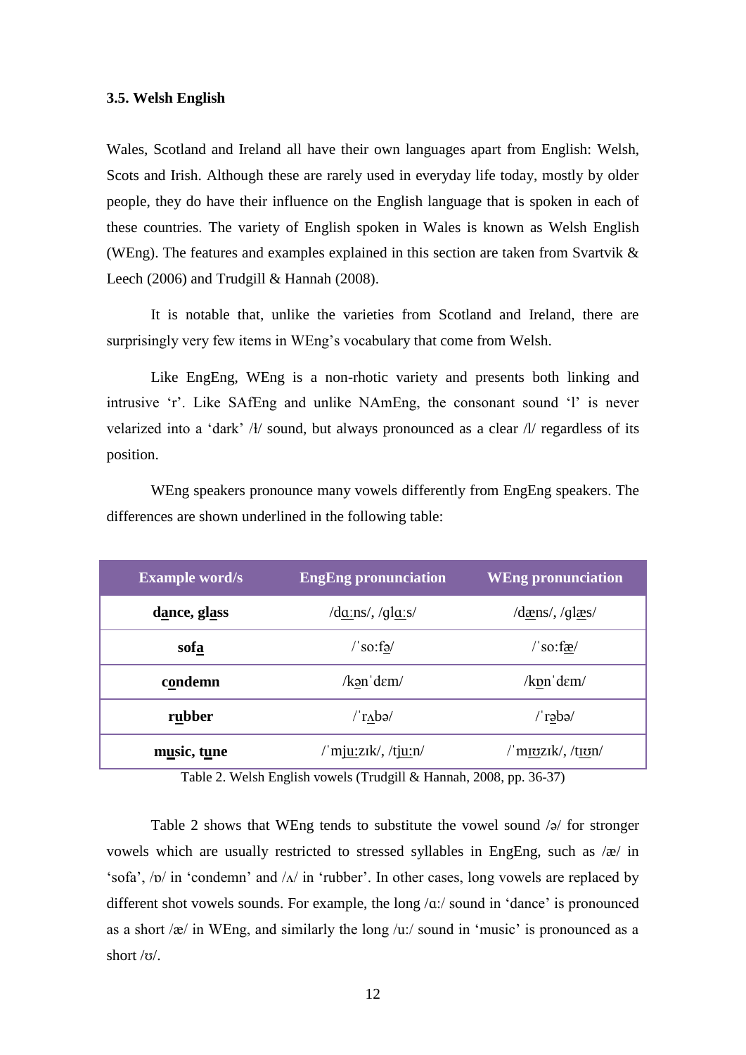### 3.5. Welsh English

Wales, Scotland and Ireland all have their own languages apart from English: Welsh, Scots and Irish. Although these are rarely used in everyday life today, mostly by older people, they do have their influence on the English language that is spoken in each of these countries. The variety of English spoken in Wales is known as Welsh English (WEng). The features and examples explained in this section are taken from Svartvik & Leech (2006) and Trudgill & Hannah (2008).

It is notable that, unlike the varieties from Scotland and Ireland, there are surprisingly very few items in WEng's vocabulary that come from Welsh.

Like EngEng, WEng is a non-rhotic variety and presents both linking and intrusive 'r'. Like SAfEng and unlike NAmEng, the consonant sound 'l' is never velarized into a 'dark' /ɫ/ sound, but always pronounced as a clear /l/ regardless of its position.

WEng speakers pronounce many vowels differently from EngEng speakers. The differences are shown underlined in the following table:

| Example word/s | EngEng pronunciation | WEng pronunciation |
|---|---|---|
| **d<u>a</u>nce, gl<u>a</u>ss** | /d<u>ɑː</u>ns/, /gl<u>ɑː</u>s/ | /d<u>æ</u>ns/, /gl<u>æ</u>s/ |
| **sof<u>a</u>** | /ˈso:f<u>ə</u>/ | /ˈso:f<u>æ</u>/ |
| **c<u>o</u>ndemn** | /k<u>ə</u>nˈdɛm/ | /k<u>ɒ</u>nˈdɛm/ |
| **r<u>u</u>bber** | /ˈr<u>ʌ</u>bə/ | /ˈr<u>ə</u>bə/ |
| **m<u>u</u>sic, t<u>u</u>ne** | /ˈm<u>ju:</u>zɪk/, /t<u>ju:</u>n/ | /ˈm<u>ɪʊ</u>zɪk/, /t<u>ɪʊ</u>n/ |

Table 2. Welsh English vowels (Trudgill & Hannah, 2008, pp. 36-37)

Table 2 shows that WEng tends to substitute the vowel sound /ə/ for stronger vowels which are usually restricted to stressed syllables in EngEng, such as /æ/ in 'sofa', /ɒ/ in 'condemn' and /ʌ/ in 'rubber'. In other cases, long vowels are replaced by different shot vowels sounds. For example, the long /ɑ:/ sound in 'dance' is pronounced as a short /æ/ in WEng, and similarly the long /u:/ sound in 'music' is pronounced as a short /ʊ/.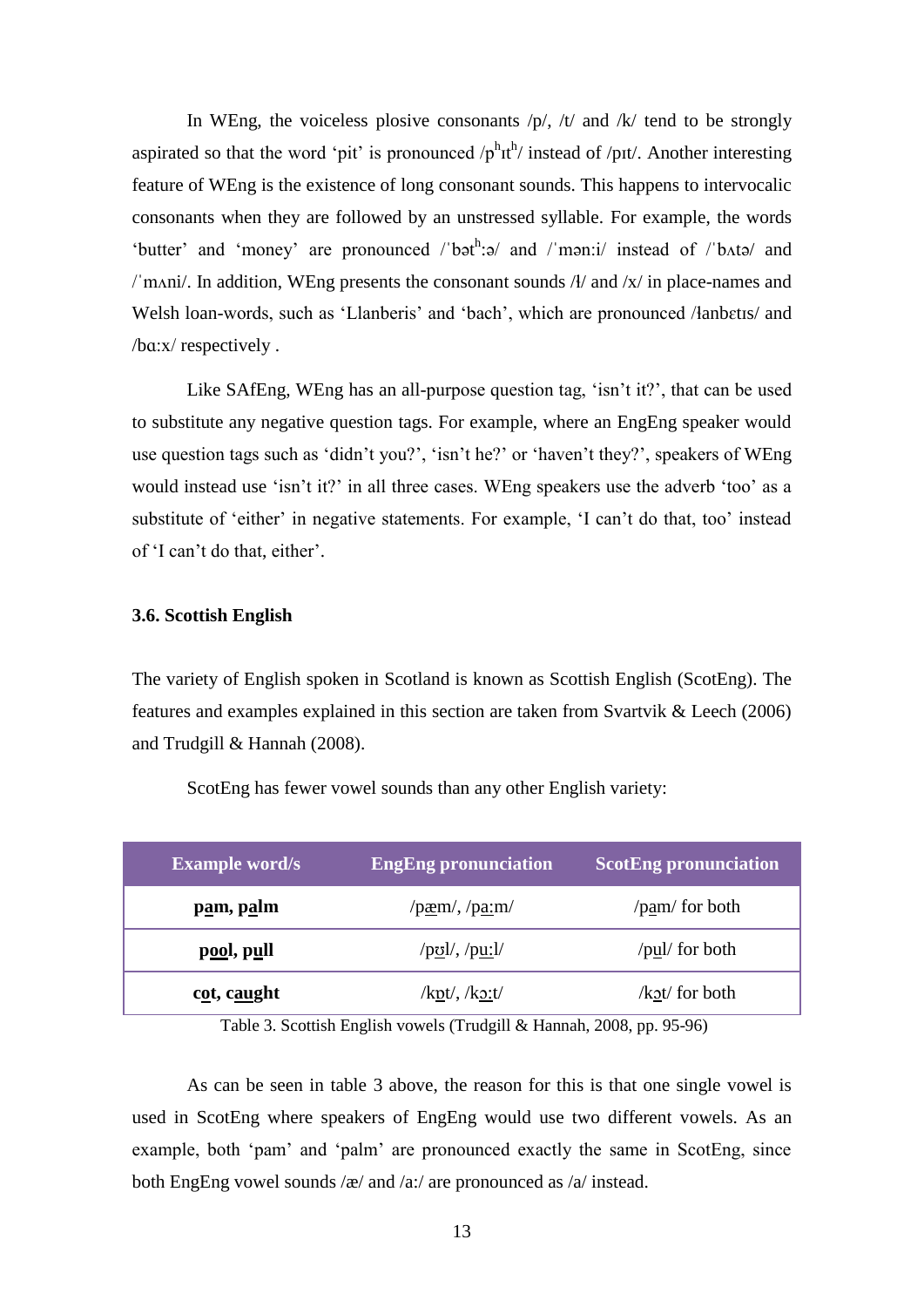In WEng, the voiceless plosive consonants /p/, /t/ and /k/ tend to be strongly aspirated so that the word 'pit' is pronounced /pʰɪtʰ/ instead of /pɪt/. Another interesting feature of WEng is the existence of long consonant sounds. This happens to intervocalic consonants when they are followed by an unstressed syllable. For example, the words 'butter' and 'money' are pronounced /ˈbətʰːə/ and /ˈmənːi/ instead of /ˈbʌtə/ and /ˈmʌni/. In addition, WEng presents the consonant sounds /ɬ/ and /x/ in place-names and Welsh loan-words, such as 'Llanberis' and 'bach', which are pronounced /ɬanbɛtɪs/ and /bɑːx/ respectively .

Like SAfEng, WEng has an all-purpose question tag, 'isn't it?', that can be used to substitute any negative question tags. For example, where an EngEng speaker would use question tags such as 'didn't you?', 'isn't he?' or 'haven't they?', speakers of WEng would instead use 'isn't it?' in all three cases. WEng speakers use the adverb 'too' as a substitute of 'either' in negative statements. For example, 'I can't do that, too' instead of 'I can't do that, either'.

### 3.6. Scottish English

The variety of English spoken in Scotland is known as Scottish English (ScotEng). The features and examples explained in this section are taken from Svartvik & Leech (2006) and Trudgill & Hannah (2008).

ScotEng has fewer vowel sounds than any other English variety:

| Example word/s | EngEng pronunciation | ScotEng pronunciation |
|---|---|---|
| **pam, palm** | /pæm/, /pa:m/ | /pam/ for both |
| **pool, pull** | /pʊl/, /pu:l/ | /pul/ for both |
| **cot, caught** | /kɒt/, /kɔ:t/ | /kɔt/ for both |

Table 3. Scottish English vowels (Trudgill & Hannah, 2008, pp. 95-96)

As can be seen in table 3 above, the reason for this is that one single vowel is used in ScotEng where speakers of EngEng would use two different vowels. As an example, both 'pam' and 'palm' are pronounced exactly the same in ScotEng, since both EngEng vowel sounds /æ/ and /a:/ are pronounced as /a/ instead.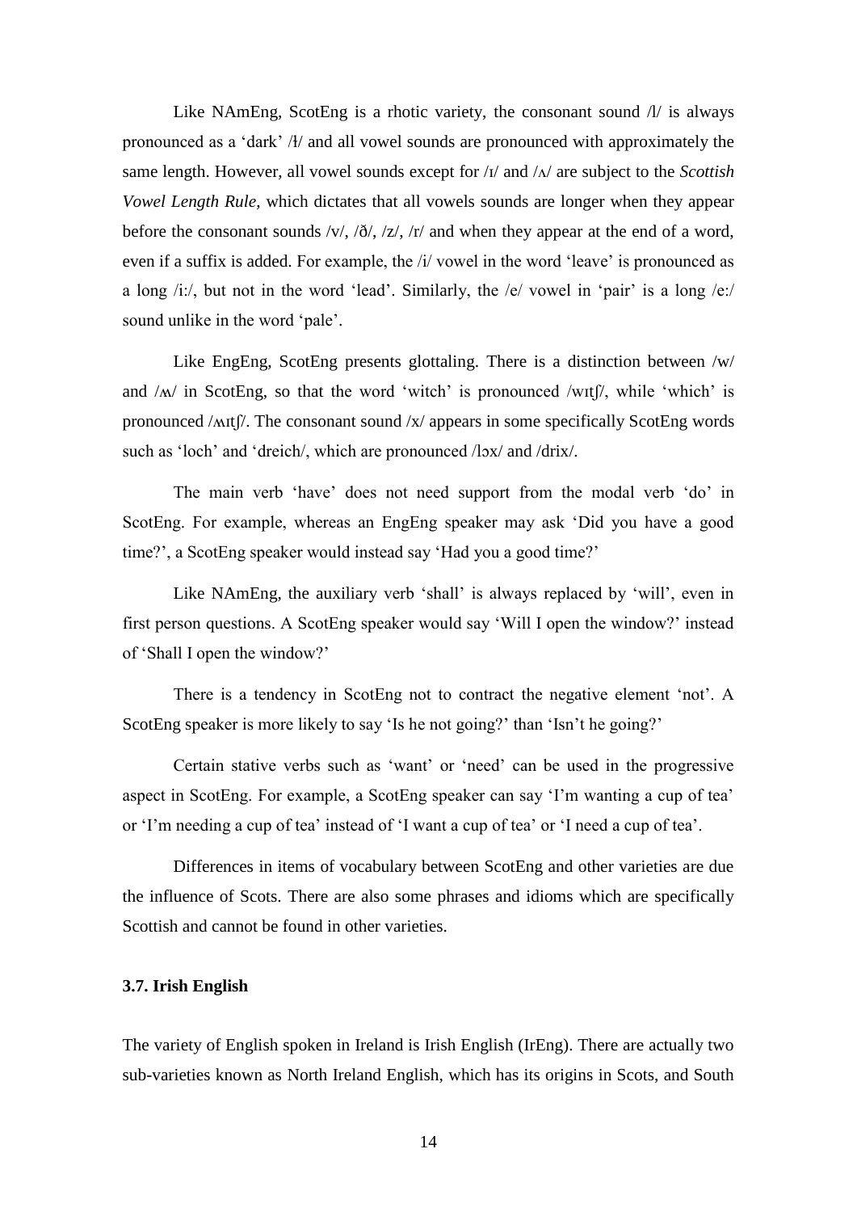Like NAmEng, ScotEng is a rhotic variety, the consonant sound /l/ is always pronounced as a 'dark' /ɫ/ and all vowel sounds are pronounced with approximately the same length. However, all vowel sounds except for /ɪ/ and /ʌ/ are subject to the *Scottish Vowel Length Rule*, which dictates that all vowels sounds are longer when they appear before the consonant sounds /v/, /ð/, /z/, /r/ and when they appear at the end of a word, even if a suffix is added. For example, the /i/ vowel in the word 'leave' is pronounced as a long /i:/, but not in the word 'lead'. Similarly, the /e/ vowel in 'pair' is a long /e:/ sound unlike in the word 'pale'.

Like EngEng, ScotEng presents glottaling. There is a distinction between /w/ and /ʍ/ in ScotEng, so that the word 'witch' is pronounced /wɪtʃ/, while 'which' is pronounced /ʍɪtʃ/. The consonant sound /x/ appears in some specifically ScotEng words such as 'loch' and 'dreich/, which are pronounced /lɔx/ and /drix/.

The main verb 'have' does not need support from the modal verb 'do' in ScotEng. For example, whereas an EngEng speaker may ask 'Did you have a good time?', a ScotEng speaker would instead say 'Had you a good time?'

Like NAmEng, the auxiliary verb 'shall' is always replaced by 'will', even in first person questions. A ScotEng speaker would say 'Will I open the window?' instead of 'Shall I open the window?'

There is a tendency in ScotEng not to contract the negative element 'not'. A ScotEng speaker is more likely to say 'Is he not going?' than 'Isn't he going?'

Certain stative verbs such as 'want' or 'need' can be used in the progressive aspect in ScotEng. For example, a ScotEng speaker can say 'I'm wanting a cup of tea' or 'I'm needing a cup of tea' instead of 'I want a cup of tea' or 'I need a cup of tea'.

Differences in items of vocabulary between ScotEng and other varieties are due the influence of Scots. There are also some phrases and idioms which are specifically Scottish and cannot be found in other varieties.

### 3.7. Irish English

The variety of English spoken in Ireland is Irish English (IrEng). There are actually two sub-varieties known as North Ireland English, which has its origins in Scots, and South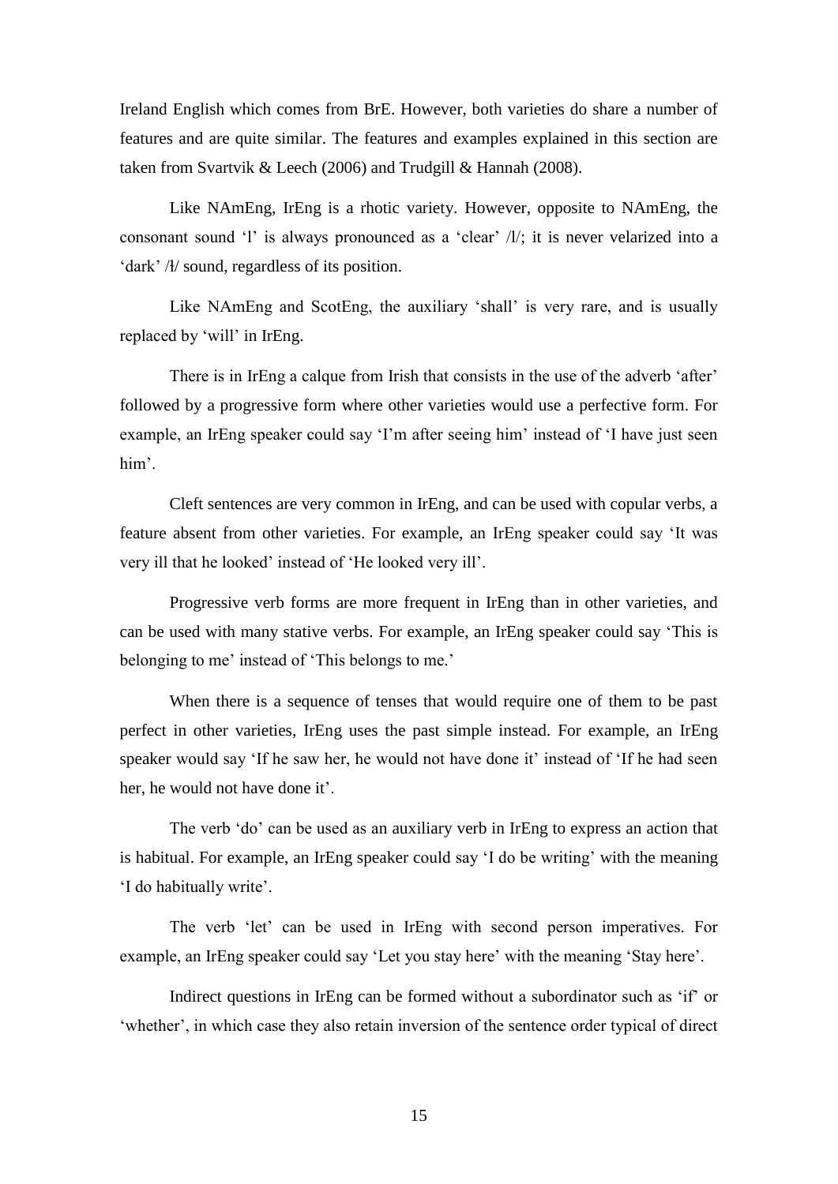Ireland English which comes from BrE. However, both varieties do share a number of features and are quite similar. The features and examples explained in this section are taken from Svartvik & Leech (2006) and Trudgill & Hannah (2008).

Like NAmEng, IrEng is a rhotic variety. However, opposite to NAmEng, the consonant sound 'l' is always pronounced as a 'clear' /l/; it is never velarized into a 'dark' /ɫ/ sound, regardless of its position.

Like NAmEng and ScotEng, the auxiliary 'shall' is very rare, and is usually replaced by 'will' in IrEng.

There is in IrEng a calque from Irish that consists in the use of the adverb 'after' followed by a progressive form where other varieties would use a perfective form. For example, an IrEng speaker could say 'I'm after seeing him' instead of 'I have just seen him'.

Cleft sentences are very common in IrEng, and can be used with copular verbs, a feature absent from other varieties. For example, an IrEng speaker could say 'It was very ill that he looked' instead of 'He looked very ill'.

Progressive verb forms are more frequent in IrEng than in other varieties, and can be used with many stative verbs. For example, an IrEng speaker could say 'This is belonging to me' instead of 'This belongs to me.'

When there is a sequence of tenses that would require one of them to be past perfect in other varieties, IrEng uses the past simple instead. For example, an IrEng speaker would say 'If he saw her, he would not have done it' instead of 'If he had seen her, he would not have done it'.

The verb 'do' can be used as an auxiliary verb in IrEng to express an action that is habitual. For example, an IrEng speaker could say 'I do be writing' with the meaning 'I do habitually write'.

The verb 'let' can be used in IrEng with second person imperatives. For example, an IrEng speaker could say 'Let you stay here' with the meaning 'Stay here'.

Indirect questions in IrEng can be formed without a subordinator such as 'if' or 'whether', in which case they also retain inversion of the sentence order typical of direct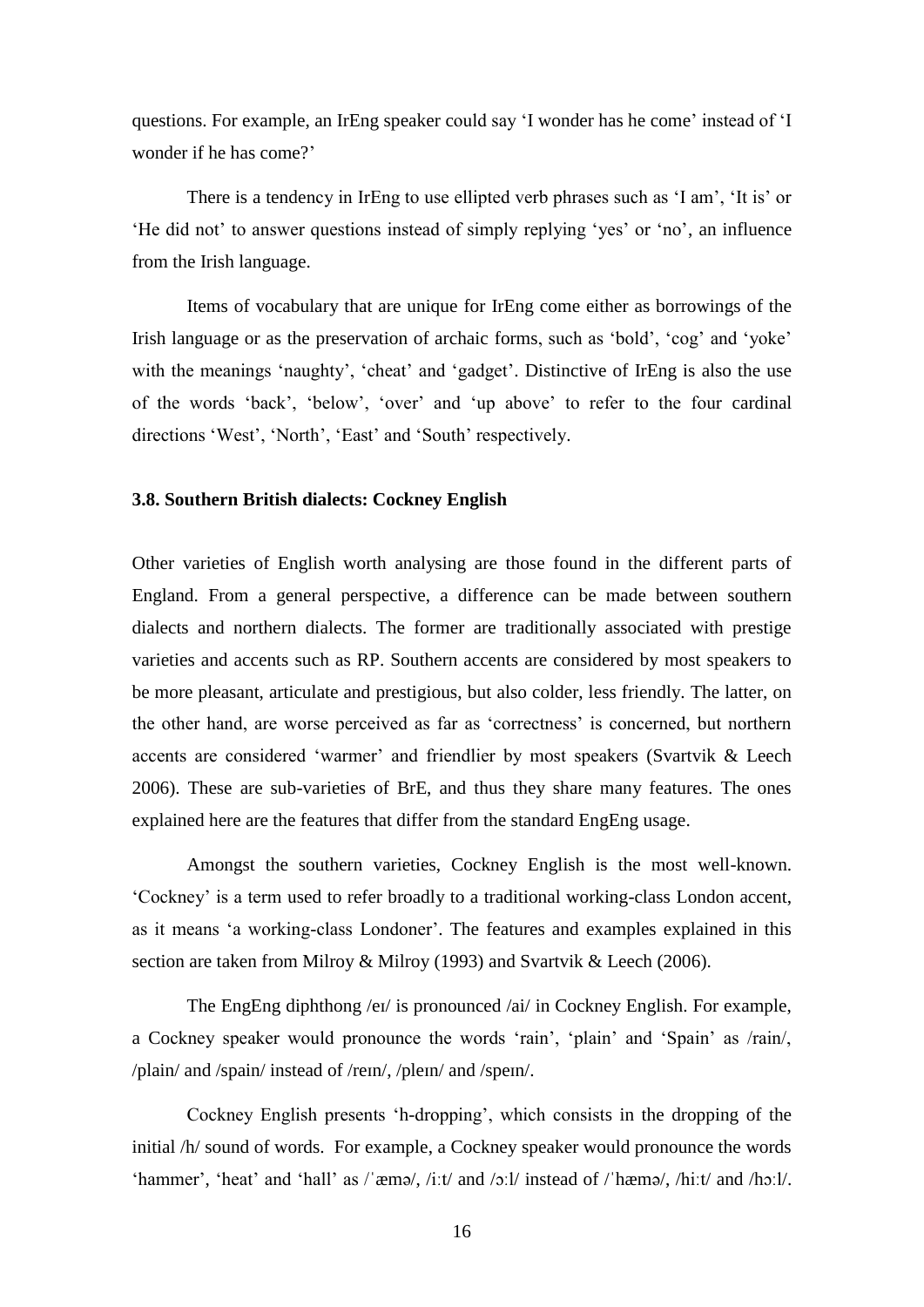questions. For example, an IrEng speaker could say 'I wonder has he come' instead of 'I wonder if he has come?'

There is a tendency in IrEng to use ellipted verb phrases such as 'I am', 'It is' or 'He did not' to answer questions instead of simply replying 'yes' or 'no', an influence from the Irish language.

Items of vocabulary that are unique for IrEng come either as borrowings of the Irish language or as the preservation of archaic forms, such as 'bold', 'cog' and 'yoke' with the meanings 'naughty', 'cheat' and 'gadget'. Distinctive of IrEng is also the use of the words 'back', 'below', 'over' and 'up above' to refer to the four cardinal directions 'West', 'North', 'East' and 'South' respectively.

### 3.8. Southern British dialects: Cockney English

Other varieties of English worth analysing are those found in the different parts of England. From a general perspective, a difference can be made between southern dialects and northern dialects. The former are traditionally associated with prestige varieties and accents such as RP. Southern accents are considered by most speakers to be more pleasant, articulate and prestigious, but also colder, less friendly. The latter, on the other hand, are worse perceived as far as 'correctness' is concerned, but northern accents are considered 'warmer' and friendlier by most speakers (Svartvik & Leech 2006). These are sub-varieties of BrE, and thus they share many features. The ones explained here are the features that differ from the standard EngEng usage.

Amongst the southern varieties, Cockney English is the most well-known. 'Cockney' is a term used to refer broadly to a traditional working-class London accent, as it means 'a working-class Londoner'. The features and examples explained in this section are taken from Milroy & Milroy (1993) and Svartvik & Leech (2006).

The EngEng diphthong /eɪ/ is pronounced /ai/ in Cockney English. For example, a Cockney speaker would pronounce the words 'rain', 'plain' and 'Spain' as /rain/, /plain/ and /spain/ instead of /reɪn/, /pleɪn/ and /speɪn/.

Cockney English presents 'h-dropping', which consists in the dropping of the initial /h/ sound of words. For example, a Cockney speaker would pronounce the words 'hammer', 'heat' and 'hall' as /ˈæmə/, /iːt/ and /ɔːl/ instead of /ˈhæmə/, /hiːt/ and /hɔːl/.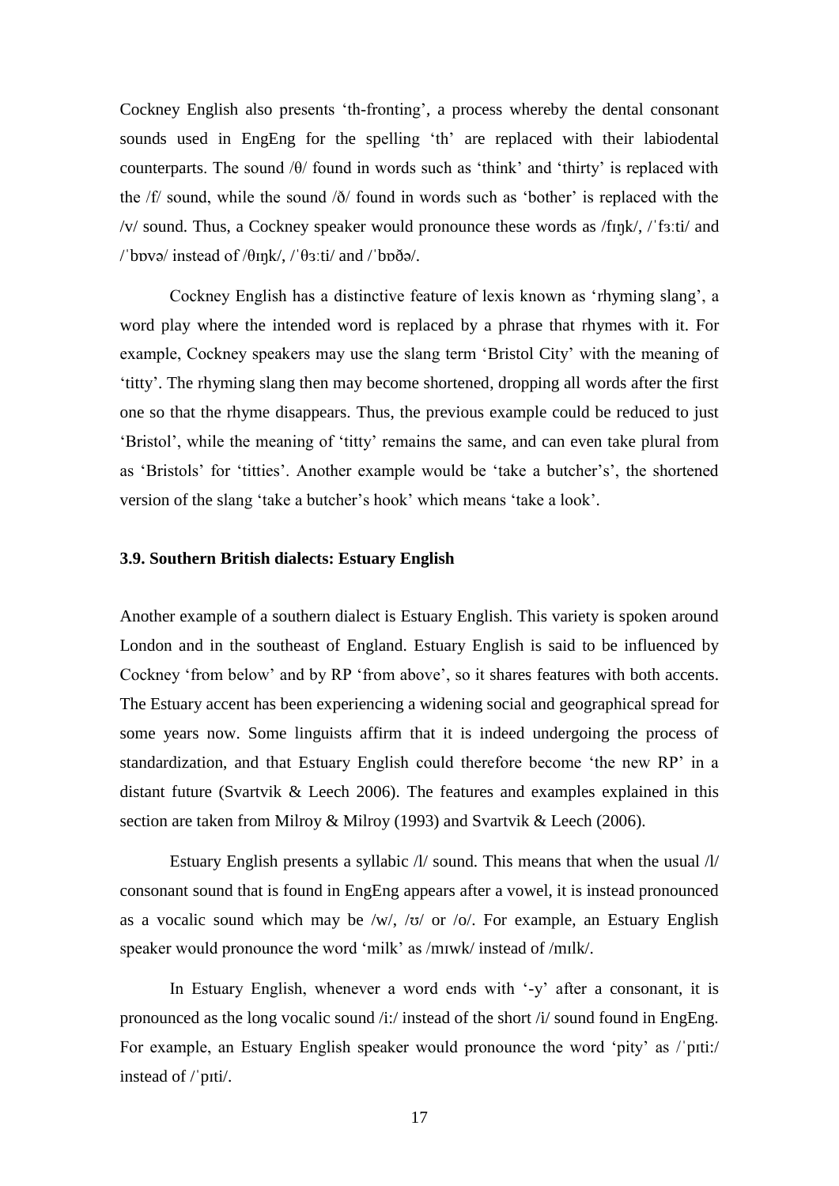Cockney English also presents 'th-fronting', a process whereby the dental consonant sounds used in EngEng for the spelling 'th' are replaced with their labiodental counterparts. The sound /θ/ found in words such as 'think' and 'thirty' is replaced with the /f/ sound, while the sound /ð/ found in words such as 'bother' is replaced with the /v/ sound. Thus, a Cockney speaker would pronounce these words as /fɪŋk/, /ˈfɜːti/ and /ˈbɒvə/ instead of /θɪŋk/, /ˈθɜːti/ and /ˈbɒðə/.

Cockney English has a distinctive feature of lexis known as 'rhyming slang', a word play where the intended word is replaced by a phrase that rhymes with it. For example, Cockney speakers may use the slang term 'Bristol City' with the meaning of 'titty'. The rhyming slang then may become shortened, dropping all words after the first one so that the rhyme disappears. Thus, the previous example could be reduced to just 'Bristol', while the meaning of 'titty' remains the same, and can even take plural from as 'Bristols' for 'titties'. Another example would be 'take a butcher's', the shortened version of the slang 'take a butcher's hook' which means 'take a look'.

### 3.9. Southern British dialects: Estuary English

Another example of a southern dialect is Estuary English. This variety is spoken around London and in the southeast of England. Estuary English is said to be influenced by Cockney 'from below' and by RP 'from above', so it shares features with both accents. The Estuary accent has been experiencing a widening social and geographical spread for some years now. Some linguists affirm that it is indeed undergoing the process of standardization, and that Estuary English could therefore become 'the new RP' in a distant future (Svartvik & Leech 2006). The features and examples explained in this section are taken from Milroy & Milroy (1993) and Svartvik & Leech (2006).

Estuary English presents a syllabic /l/ sound. This means that when the usual /l/ consonant sound that is found in EngEng appears after a vowel, it is instead pronounced as a vocalic sound which may be /w/, /ʊ/ or /o/. For example, an Estuary English speaker would pronounce the word 'milk' as /mɪwk/ instead of /mɪlk/.

In Estuary English, whenever a word ends with '-y' after a consonant, it is pronounced as the long vocalic sound /i:/ instead of the short /i/ sound found in EngEng. For example, an Estuary English speaker would pronounce the word 'pity' as /ˈpɪti:/ instead of /ˈpɪti/.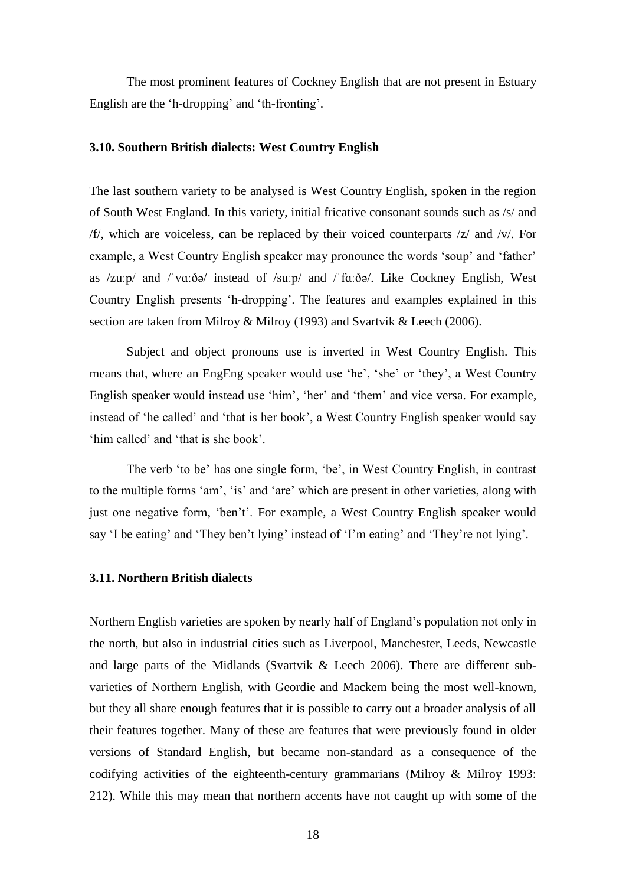The most prominent features of Cockney English that are not present in Estuary English are the ‘h-dropping’ and ‘th-fronting’.

### 3.10. Southern British dialects: West Country English

The last southern variety to be analysed is West Country English, spoken in the region of South West England. In this variety, initial fricative consonant sounds such as /s/ and /f/, which are voiceless, can be replaced by their voiced counterparts /z/ and /v/. For example, a West Country English speaker may pronounce the words ‘soup’ and ‘father’ as /zuːp/ and /ˈvɑːðə/ instead of /suːp/ and /ˈfɑːðə/. Like Cockney English, West Country English presents ‘h-dropping’. The features and examples explained in this section are taken from Milroy & Milroy (1993) and Svartvik & Leech (2006).

Subject and object pronouns use is inverted in West Country English. This means that, where an EngEng speaker would use ‘he’, ‘she’ or ‘they’, a West Country English speaker would instead use ‘him’, ‘her’ and ‘them’ and vice versa. For example, instead of ‘he called’ and ‘that is her book’, a West Country English speaker would say ‘him called’ and ‘that is she book’.

The verb ‘to be’ has one single form, ‘be’, in West Country English, in contrast to the multiple forms ‘am’, ‘is’ and ‘are’ which are present in other varieties, along with just one negative form, ‘ben’t’. For example, a West Country English speaker would say ‘I be eating’ and ‘They ben’t lying’ instead of ‘I’m eating’ and ‘They’re not lying’.

### 3.11. Northern British dialects

Northern English varieties are spoken by nearly half of England’s population not only in the north, but also in industrial cities such as Liverpool, Manchester, Leeds, Newcastle and large parts of the Midlands (Svartvik & Leech 2006). There are different sub-varieties of Northern English, with Geordie and Mackem being the most well-known, but they all share enough features that it is possible to carry out a broader analysis of all their features together. Many of these are features that were previously found in older versions of Standard English, but became non-standard as a consequence of the codifying activities of the eighteenth-century grammarians (Milroy & Milroy 1993: 212). While this may mean that northern accents have not caught up with some of the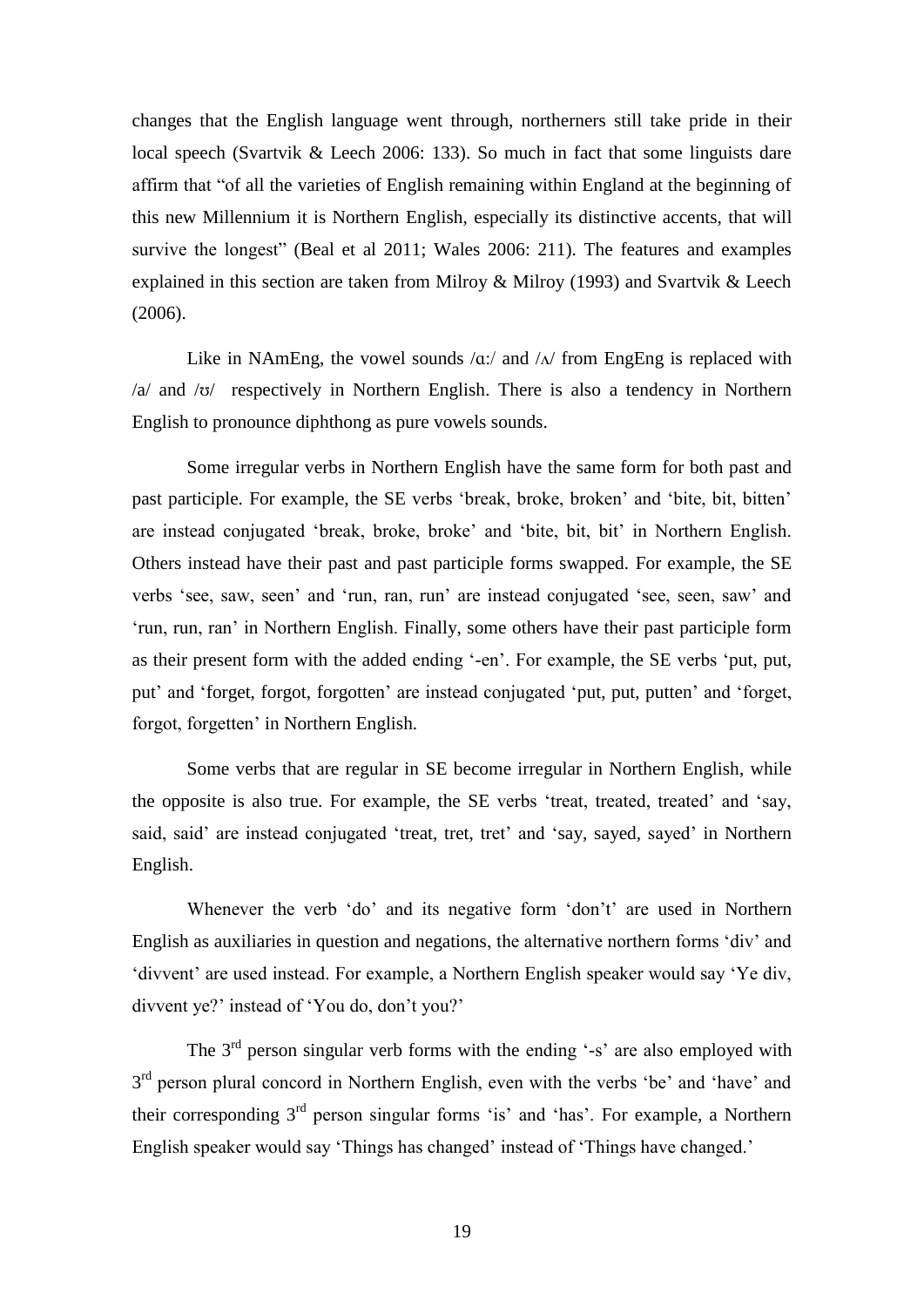changes that the English language went through, northerners still take pride in their local speech (Svartvik & Leech 2006: 133). So much in fact that some linguists dare affirm that "of all the varieties of English remaining within England at the beginning of this new Millennium it is Northern English, especially its distinctive accents, that will survive the longest" (Beal et al 2011; Wales 2006: 211). The features and examples explained in this section are taken from Milroy & Milroy (1993) and Svartvik & Leech (2006).

Like in NAmEng, the vowel sounds /ɑː/ and /ʌ/ from EngEng is replaced with /a/ and /ʊ/ respectively in Northern English. There is also a tendency in Northern English to pronounce diphthong as pure vowels sounds.

Some irregular verbs in Northern English have the same form for both past and past participle. For example, the SE verbs 'break, broke, broken' and 'bite, bit, bitten' are instead conjugated 'break, broke, broke' and 'bite, bit, bit' in Northern English. Others instead have their past and past participle forms swapped. For example, the SE verbs 'see, saw, seen' and 'run, ran, run' are instead conjugated 'see, seen, saw' and 'run, run, ran' in Northern English. Finally, some others have their past participle form as their present form with the added ending '-en'. For example, the SE verbs 'put, put, put' and 'forget, forgot, forgotten' are instead conjugated 'put, put, putten' and 'forget, forgot, forgetten' in Northern English.

Some verbs that are regular in SE become irregular in Northern English, while the opposite is also true. For example, the SE verbs 'treat, treated, treated' and 'say, said, said' are instead conjugated 'treat, tret, tret' and 'say, sayed, sayed' in Northern English.

Whenever the verb 'do' and its negative form 'don't' are used in Northern English as auxiliaries in question and negations, the alternative northern forms 'div' and 'divvent' are used instead. For example, a Northern English speaker would say 'Ye div, divvent ye?' instead of 'You do, don't you?'

The 3rd person singular verb forms with the ending '-s' are also employed with 3rd person plural concord in Northern English, even with the verbs 'be' and 'have' and their corresponding 3rd person singular forms 'is' and 'has'. For example, a Northern English speaker would say 'Things has changed' instead of 'Things have changed.'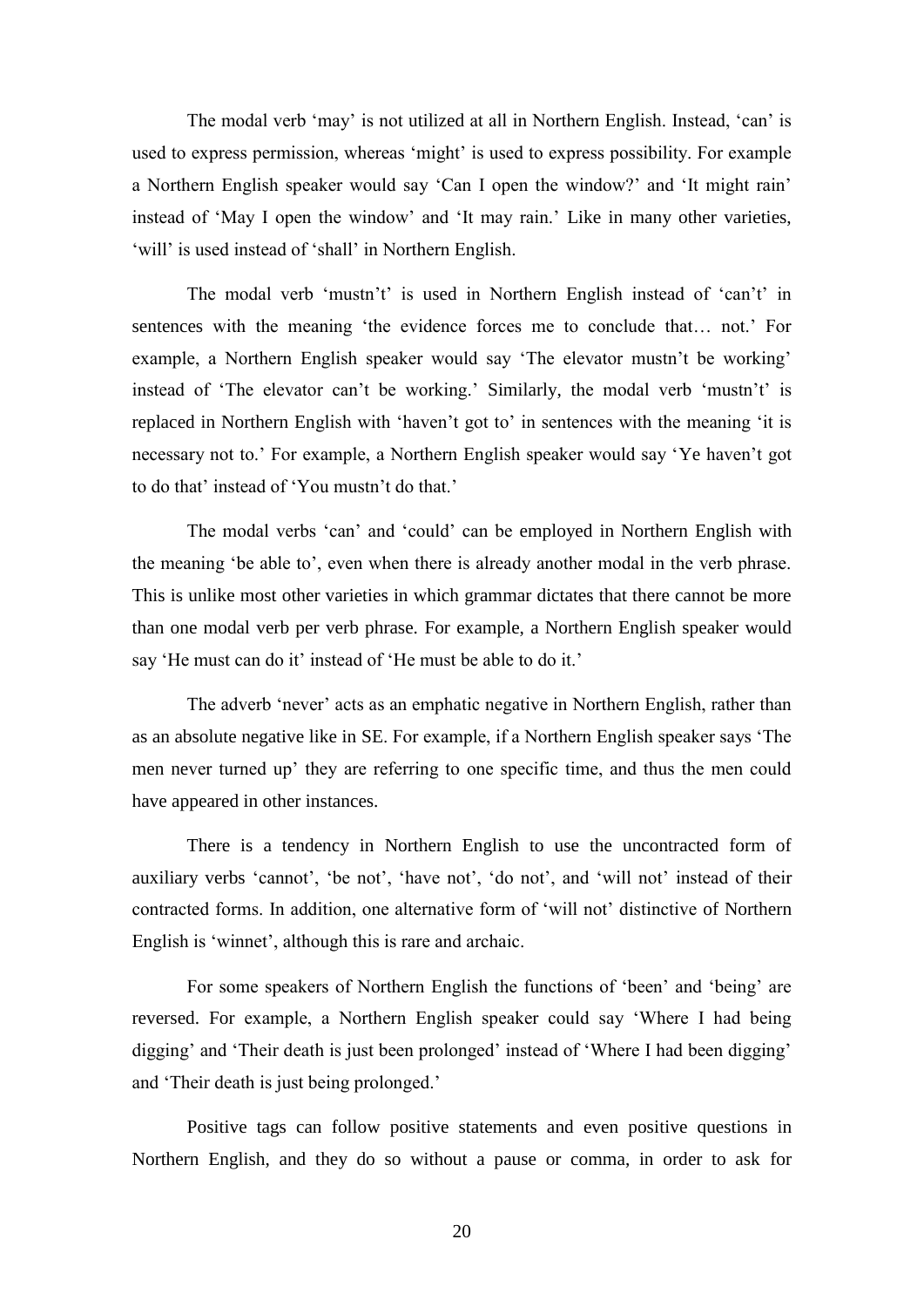The modal verb ‘may’ is not utilized at all in Northern English. Instead, ‘can’ is used to express permission, whereas ‘might’ is used to express possibility. For example a Northern English speaker would say ‘Can I open the window?’ and ‘It might rain’ instead of ‘May I open the window’ and ‘It may rain.’ Like in many other varieties, ‘will’ is used instead of ‘shall’ in Northern English.

The modal verb ‘mustn’t’ is used in Northern English instead of ‘can’t’ in sentences with the meaning ‘the evidence forces me to conclude that… not.’ For example, a Northern English speaker would say ‘The elevator mustn’t be working’ instead of ‘The elevator can’t be working.’ Similarly, the modal verb ‘mustn’t’ is replaced in Northern English with ‘haven’t got to’ in sentences with the meaning ‘it is necessary not to.’ For example, a Northern English speaker would say ‘Ye haven’t got to do that’ instead of ‘You mustn’t do that.’

The modal verbs ‘can’ and ‘could’ can be employed in Northern English with the meaning ‘be able to’, even when there is already another modal in the verb phrase. This is unlike most other varieties in which grammar dictates that there cannot be more than one modal verb per verb phrase. For example, a Northern English speaker would say ‘He must can do it’ instead of ‘He must be able to do it.’

The adverb ‘never’ acts as an emphatic negative in Northern English, rather than as an absolute negative like in SE. For example, if a Northern English speaker says ‘The men never turned up’ they are referring to one specific time, and thus the men could have appeared in other instances.

There is a tendency in Northern English to use the uncontracted form of auxiliary verbs ‘cannot’, ‘be not’, ‘have not’, ‘do not’, and ‘will not’ instead of their contracted forms. In addition, one alternative form of ‘will not’ distinctive of Northern English is ‘winnet’, although this is rare and archaic.

For some speakers of Northern English the functions of ‘been’ and ‘being’ are reversed. For example, a Northern English speaker could say ‘Where I had being digging’ and ‘Their death is just been prolonged’ instead of ‘Where I had been digging’ and ‘Their death is just being prolonged.’

Positive tags can follow positive statements and even positive questions in Northern English, and they do so without a pause or comma, in order to ask for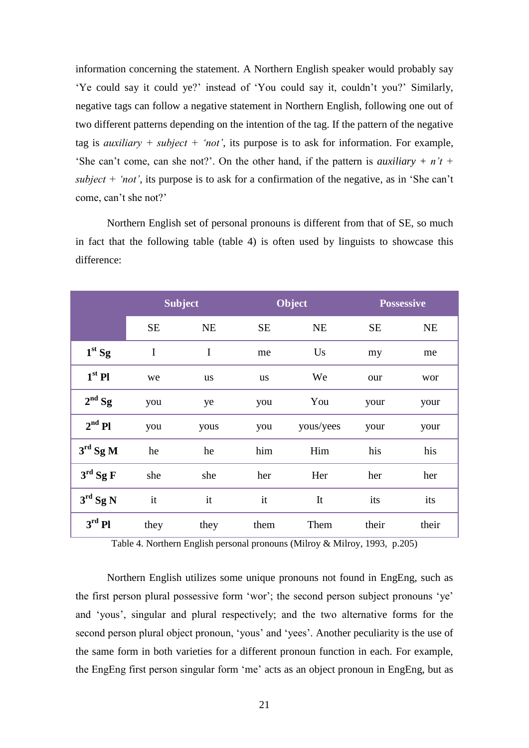information concerning the statement. A Northern English speaker would probably say ‘Ye could say it could ye?’ instead of ‘You could say it, couldn’t you?’ Similarly, negative tags can follow a negative statement in Northern English, following one out of two different patterns depending on the intention of the tag. If the pattern of the negative tag is *auxiliary* + *subject* + *‘not’*, its purpose is to ask for information. For example, ‘She can’t come, can she not?’. On the other hand, if the pattern is *auxiliary* + *n’t* + *subject* + *‘not’*, its purpose is to ask for a confirmation of the negative, as in ‘She can’t come, can’t she not?’

Northern English set of personal pronouns is different from that of SE, so much in fact that the following table (table 4) is often used by linguists to showcase this difference:

| | **Subject** | | **Object** | | **Possessive** | |
|---|---|---|---|---|---|---|
| | SE | NE | SE | NE | SE | NE |
| **1st Sg** | I | I | me | Us | my | me |
| **1st Pl** | we | us | us | We | our | wor |
| **2nd Sg** | you | ye | you | You | your | your |
| **2nd Pl** | you | yous | you | yous/yees | your | your |
| **3rd Sg M** | he | he | him | Him | his | his |
| **3rd Sg F** | she | she | her | Her | her | her |
| **3rd Sg N** | it | it | it | It | its | its |
| **3rd Pl** | they | they | them | Them | their | their |

Table 4. Northern English personal pronouns (Milroy & Milroy, 1993, p.205)

Northern English utilizes some unique pronouns not found in EngEng, such as the first person plural possessive form ‘wor’; the second person subject pronouns ‘ye’ and ‘yous’, singular and plural respectively; and the two alternative forms for the second person plural object pronoun, ‘yous’ and ‘yees’. Another peculiarity is the use of the same form in both varieties for a different pronoun function in each. For example, the EngEng first person singular form ‘me’ acts as an object pronoun in EngEng, but as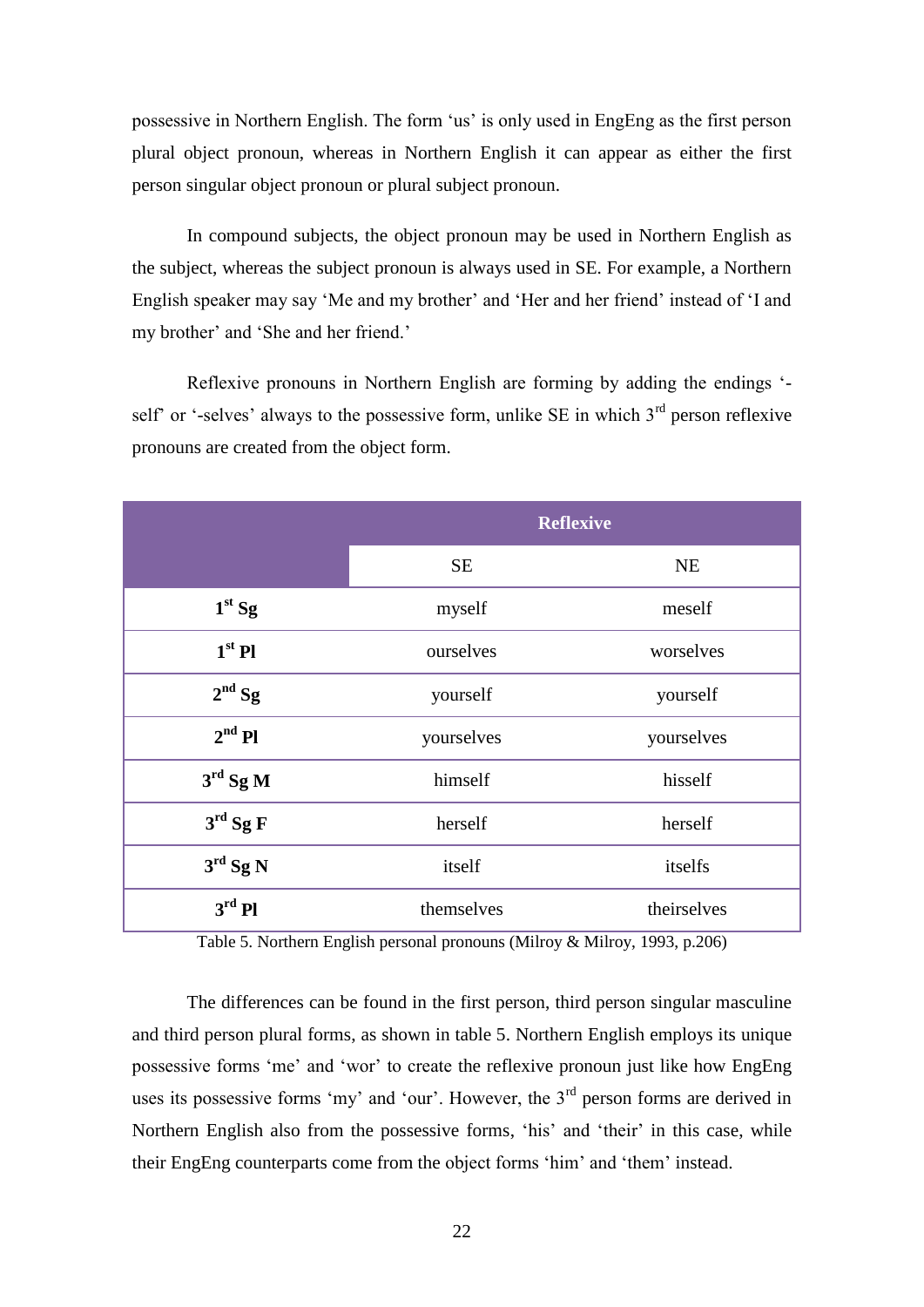possessive in Northern English. The form 'us' is only used in EngEng as the first person plural object pronoun, whereas in Northern English it can appear as either the first person singular object pronoun or plural subject pronoun.

In compound subjects, the object pronoun may be used in Northern English as the subject, whereas the subject pronoun is always used in SE. For example, a Northern English speaker may say 'Me and my brother' and 'Her and her friend' instead of 'I and my brother' and 'She and her friend.'

Reflexive pronouns in Northern English are forming by adding the endings '-self' or '-selves' always to the possessive form, unlike SE in which 3rd person reflexive pronouns are created from the object form.

| | Reflexive | |
|---|---|---|
| | SE | NE |
| **1st Sg** | myself | meself |
| **1st Pl** | ourselves | worselves |
| **2nd Sg** | yourself | yourself |
| **2nd Pl** | yourselves | yourselves |
| **3rd Sg M** | himself | hisself |
| **3rd Sg F** | herself | herself |
| **3rd Sg N** | itself | itselfs |
| **3rd Pl** | themselves | theirselves |

Table 5. Northern English personal pronouns (Milroy & Milroy, 1993, p.206)

The differences can be found in the first person, third person singular masculine and third person plural forms, as shown in table 5. Northern English employs its unique possessive forms 'me' and 'wor' to create the reflexive pronoun just like how EngEng uses its possessive forms 'my' and 'our'. However, the 3rd person forms are derived in Northern English also from the possessive forms, 'his' and 'their' in this case, while their EngEng counterparts come from the object forms 'him' and 'them' instead.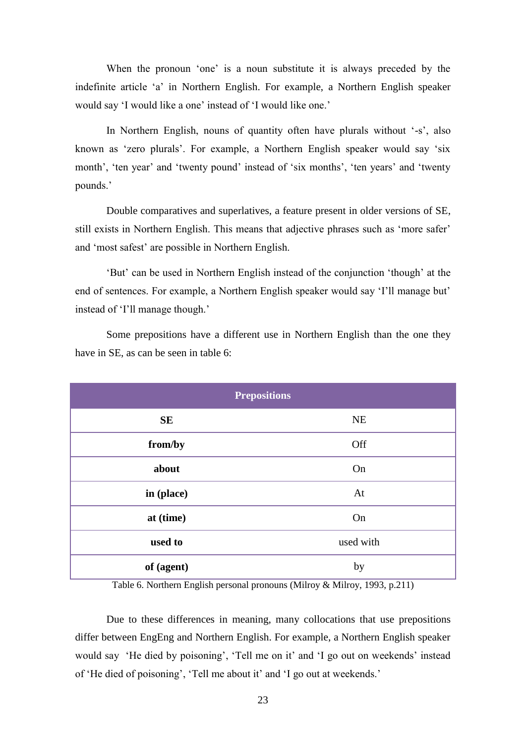When the pronoun 'one' is a noun substitute it is always preceded by the indefinite article 'a' in Northern English. For example, a Northern English speaker would say 'I would like a one' instead of 'I would like one.'

In Northern English, nouns of quantity often have plurals without '-s', also known as 'zero plurals'. For example, a Northern English speaker would say 'six month', 'ten year' and 'twenty pound' instead of 'six months', 'ten years' and 'twenty pounds.'

Double comparatives and superlatives, a feature present in older versions of SE, still exists in Northern English. This means that adjective phrases such as 'more safer' and 'most safest' are possible in Northern English.

'But' can be used in Northern English instead of the conjunction 'though' at the end of sentences. For example, a Northern English speaker would say 'I'll manage but' instead of 'I'll manage though.'

Some prepositions have a different use in Northern English than the one they have in SE, as can be seen in table 6:

| **Prepositions** | |
|---|---|
| **SE** | NE |
| **from/by** | Off |
| **about** | On |
| **in (place)** | At |
| **at (time)** | On |
| **used to** | used with |
| **of (agent)** | by |

Table 6. Northern English personal pronouns (Milroy & Milroy, 1993, p.211)

Due to these differences in meaning, many collocations that use prepositions differ between EngEng and Northern English. For example, a Northern English speaker would say 'He died by poisoning', 'Tell me on it' and 'I go out on weekends' instead of 'He died of poisoning', 'Tell me about it' and 'I go out at weekends.'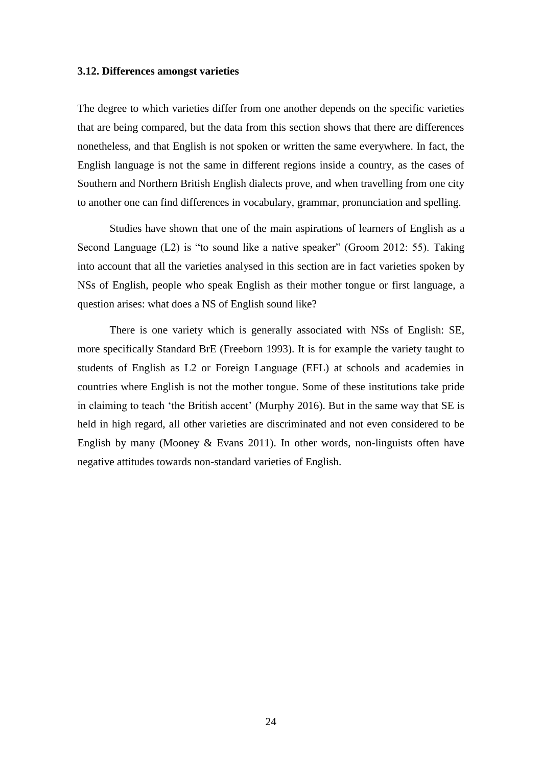### 3.12. Differences amongst varieties

The degree to which varieties differ from one another depends on the specific varieties that are being compared, but the data from this section shows that there are differences nonetheless, and that English is not spoken or written the same everywhere. In fact, the English language is not the same in different regions inside a country, as the cases of Southern and Northern British English dialects prove, and when travelling from one city to another one can find differences in vocabulary, grammar, pronunciation and spelling.

Studies have shown that one of the main aspirations of learners of English as a Second Language (L2) is "to sound like a native speaker" (Groom 2012: 55). Taking into account that all the varieties analysed in this section are in fact varieties spoken by NSs of English, people who speak English as their mother tongue or first language, a question arises: what does a NS of English sound like?

There is one variety which is generally associated with NSs of English: SE, more specifically Standard BrE (Freeborn 1993). It is for example the variety taught to students of English as L2 or Foreign Language (EFL) at schools and academies in countries where English is not the mother tongue. Some of these institutions take pride in claiming to teach 'the British accent' (Murphy 2016). But in the same way that SE is held in high regard, all other varieties are discriminated and not even considered to be English by many (Mooney & Evans 2011). In other words, non-linguists often have negative attitudes towards non-standard varieties of English.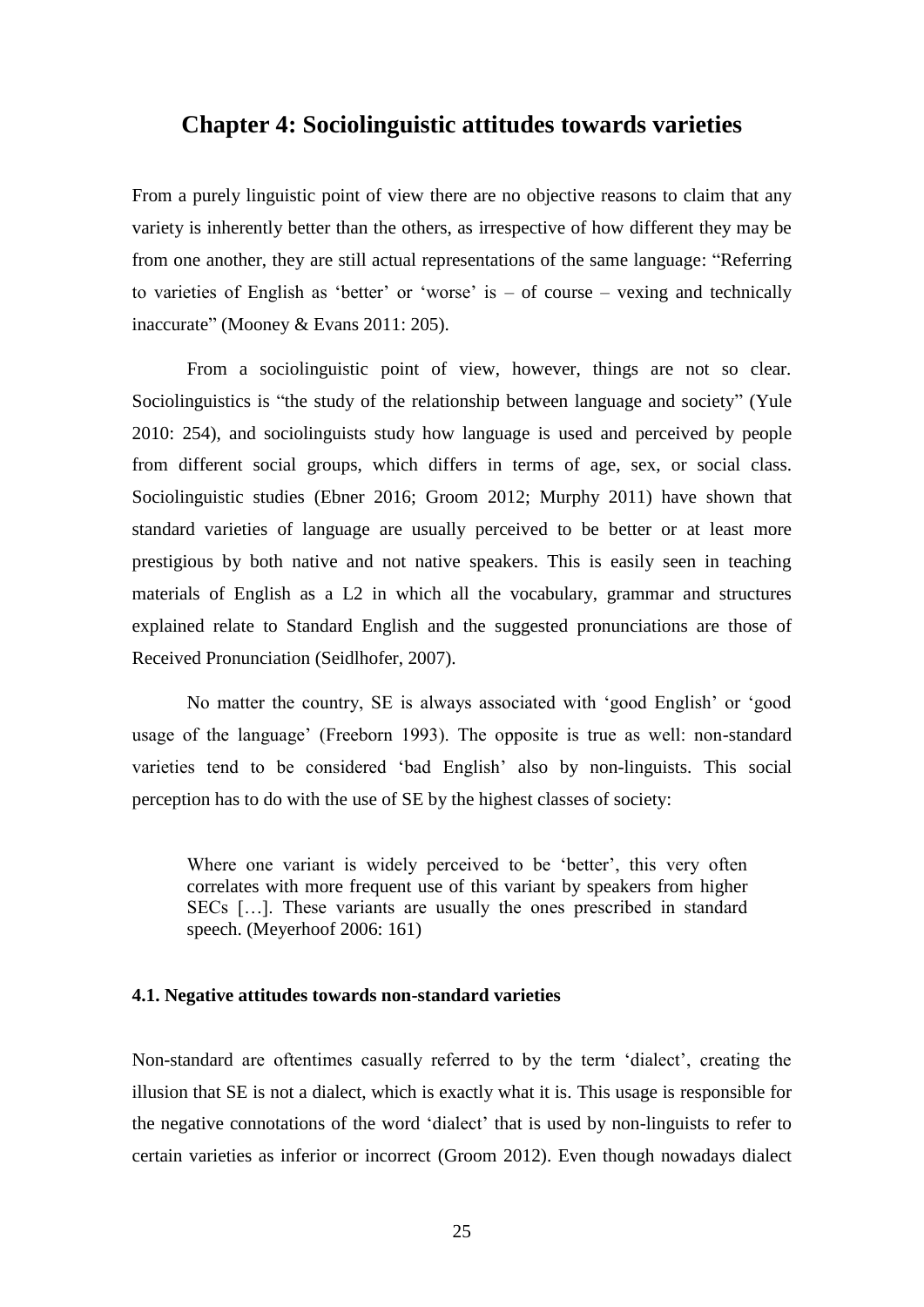# Chapter 4: Sociolinguistic attitudes towards varieties

From a purely linguistic point of view there are no objective reasons to claim that any variety is inherently better than the others, as irrespective of how different they may be from one another, they are still actual representations of the same language: "Referring to varieties of English as 'better' or 'worse' is – of course – vexing and technically inaccurate" (Mooney & Evans 2011: 205).

From a sociolinguistic point of view, however, things are not so clear. Sociolinguistics is "the study of the relationship between language and society" (Yule 2010: 254), and sociolinguists study how language is used and perceived by people from different social groups, which differs in terms of age, sex, or social class. Sociolinguistic studies (Ebner 2016; Groom 2012; Murphy 2011) have shown that standard varieties of language are usually perceived to be better or at least more prestigious by both native and not native speakers. This is easily seen in teaching materials of English as a L2 in which all the vocabulary, grammar and structures explained relate to Standard English and the suggested pronunciations are those of Received Pronunciation (Seidlhofer, 2007).

No matter the country, SE is always associated with 'good English' or 'good usage of the language' (Freeborn 1993). The opposite is true as well: non-standard varieties tend to be considered 'bad English' also by non-linguists. This social perception has to do with the use of SE by the highest classes of society:

> Where one variant is widely perceived to be 'better', this very often correlates with more frequent use of this variant by speakers from higher SECs […]. These variants are usually the ones prescribed in standard speech. (Meyerhoof 2006: 161)

### 4.1. Negative attitudes towards non-standard varieties

Non-standard are oftentimes casually referred to by the term 'dialect', creating the illusion that SE is not a dialect, which is exactly what it is. This usage is responsible for the negative connotations of the word 'dialect' that is used by non-linguists to refer to certain varieties as inferior or incorrect (Groom 2012). Even though nowadays dialect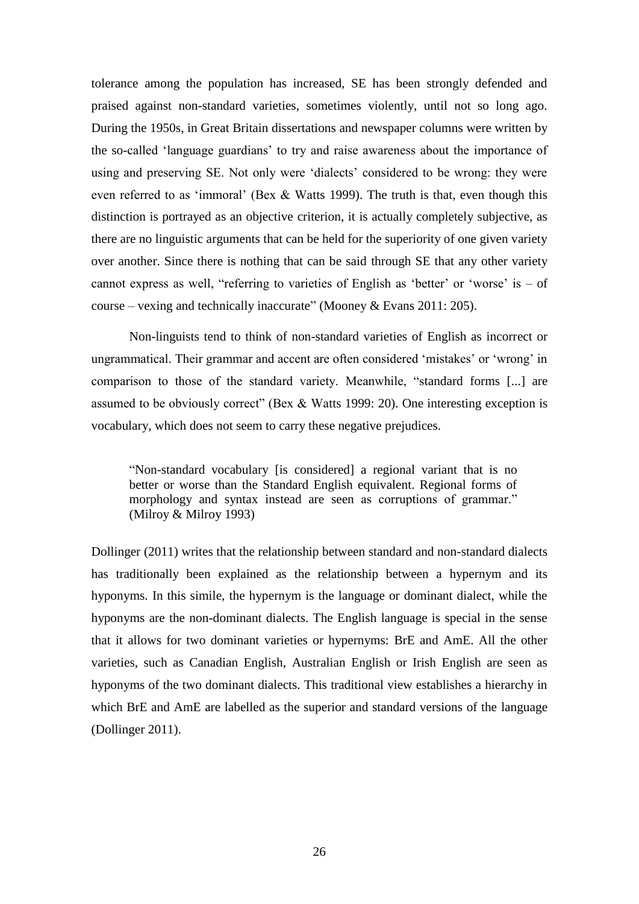tolerance among the population has increased, SE has been strongly defended and praised against non-standard varieties, sometimes violently, until not so long ago. During the 1950s, in Great Britain dissertations and newspaper columns were written by the so-called 'language guardians' to try and raise awareness about the importance of using and preserving SE. Not only were 'dialects' considered to be wrong: they were even referred to as 'immoral' (Bex & Watts 1999). The truth is that, even though this distinction is portrayed as an objective criterion, it is actually completely subjective, as there are no linguistic arguments that can be held for the superiority of one given variety over another. Since there is nothing that can be said through SE that any other variety cannot express as well, "referring to varieties of English as 'better' or 'worse' is – of course – vexing and technically inaccurate" (Mooney & Evans 2011: 205).

Non-linguists tend to think of non-standard varieties of English as incorrect or ungrammatical. Their grammar and accent are often considered 'mistakes' or 'wrong' in comparison to those of the standard variety. Meanwhile, "standard forms [...] are assumed to be obviously correct" (Bex & Watts 1999: 20). One interesting exception is vocabulary, which does not seem to carry these negative prejudices.

> "Non-standard vocabulary [is considered] a regional variant that is no better or worse than the Standard English equivalent. Regional forms of morphology and syntax instead are seen as corruptions of grammar." (Milroy & Milroy 1993)

Dollinger (2011) writes that the relationship between standard and non-standard dialects has traditionally been explained as the relationship between a hypernym and its hyponyms. In this simile, the hypernym is the language or dominant dialect, while the hyponyms are the non-dominant dialects. The English language is special in the sense that it allows for two dominant varieties or hypernyms: BrE and AmE. All the other varieties, such as Canadian English, Australian English or Irish English are seen as hyponyms of the two dominant dialects. This traditional view establishes a hierarchy in which BrE and AmE are labelled as the superior and standard versions of the language (Dollinger 2011).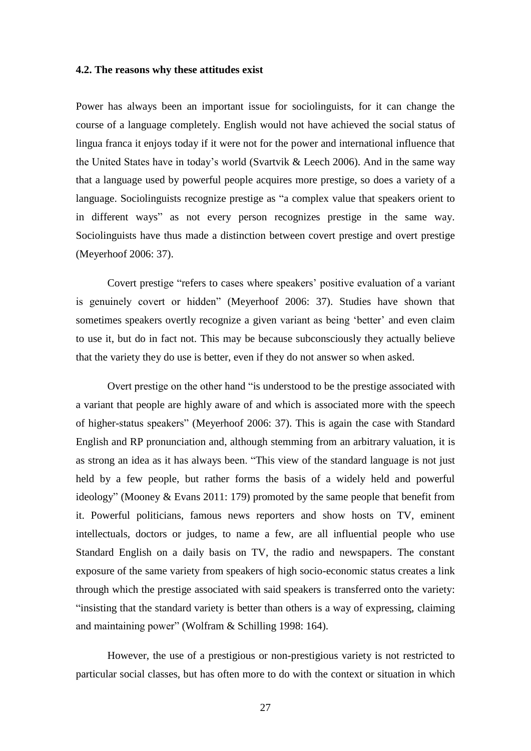#### 4.2. The reasons why these attitudes exist

Power has always been an important issue for sociolinguists, for it can change the course of a language completely. English would not have achieved the social status of lingua franca it enjoys today if it were not for the power and international influence that the United States have in today's world (Svartvik & Leech 2006). And in the same way that a language used by powerful people acquires more prestige, so does a variety of a language. Sociolinguists recognize prestige as "a complex value that speakers orient to in different ways" as not every person recognizes prestige in the same way. Sociolinguists have thus made a distinction between covert prestige and overt prestige (Meyerhoof 2006: 37).

Covert prestige "refers to cases where speakers' positive evaluation of a variant is genuinely covert or hidden" (Meyerhoof 2006: 37). Studies have shown that sometimes speakers overtly recognize a given variant as being 'better' and even claim to use it, but do in fact not. This may be because subconsciously they actually believe that the variety they do use is better, even if they do not answer so when asked.

Overt prestige on the other hand "is understood to be the prestige associated with a variant that people are highly aware of and which is associated more with the speech of higher-status speakers" (Meyerhoof 2006: 37). This is again the case with Standard English and RP pronunciation and, although stemming from an arbitrary valuation, it is as strong an idea as it has always been. "This view of the standard language is not just held by a few people, but rather forms the basis of a widely held and powerful ideology" (Mooney & Evans 2011: 179) promoted by the same people that benefit from it. Powerful politicians, famous news reporters and show hosts on TV, eminent intellectuals, doctors or judges, to name a few, are all influential people who use Standard English on a daily basis on TV, the radio and newspapers. The constant exposure of the same variety from speakers of high socio-economic status creates a link through which the prestige associated with said speakers is transferred onto the variety: "insisting that the standard variety is better than others is a way of expressing, claiming and maintaining power" (Wolfram & Schilling 1998: 164).

However, the use of a prestigious or non-prestigious variety is not restricted to particular social classes, but has often more to do with the context or situation in which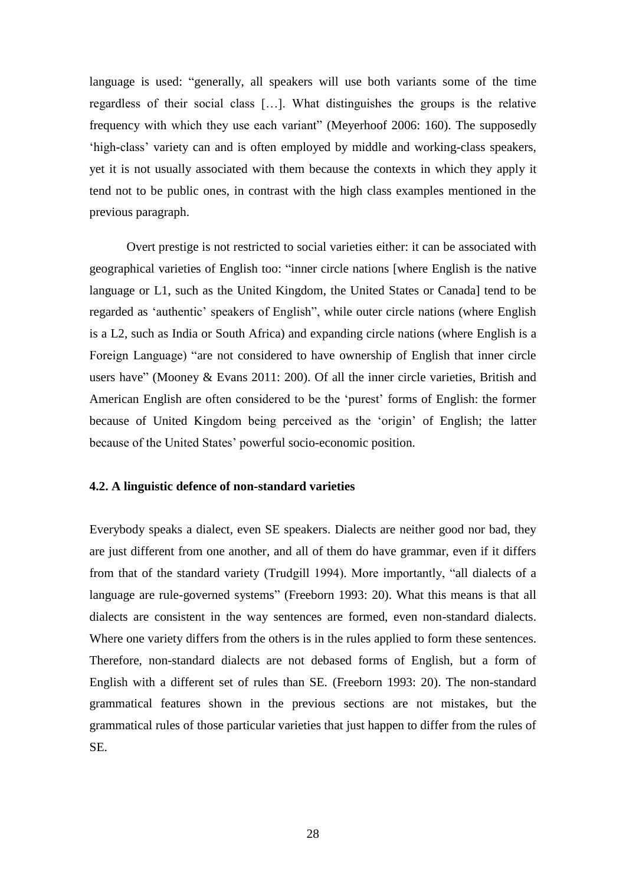language is used: “generally, all speakers will use both variants some of the time regardless of their social class […]. What distinguishes the groups is the relative frequency with which they use each variant” (Meyerhoof 2006: 160). The supposedly ‘high-class’ variety can and is often employed by middle and working-class speakers, yet it is not usually associated with them because the contexts in which they apply it tend not to be public ones, in contrast with the high class examples mentioned in the previous paragraph.

Overt prestige is not restricted to social varieties either: it can be associated with geographical varieties of English too: “inner circle nations [where English is the native language or L1, such as the United Kingdom, the United States or Canada] tend to be regarded as ‘authentic’ speakers of English”, while outer circle nations (where English is a L2, such as India or South Africa) and expanding circle nations (where English is a Foreign Language) “are not considered to have ownership of English that inner circle users have” (Mooney & Evans 2011: 200). Of all the inner circle varieties, British and American English are often considered to be the ‘purest’ forms of English: the former because of United Kingdom being perceived as the ‘origin’ of English; the latter because of the United States’ powerful socio-economic position.

### 4.2. A linguistic defence of non-standard varieties

Everybody speaks a dialect, even SE speakers. Dialects are neither good nor bad, they are just different from one another, and all of them do have grammar, even if it differs from that of the standard variety (Trudgill 1994). More importantly, “all dialects of a language are rule-governed systems” (Freeborn 1993: 20). What this means is that all dialects are consistent in the way sentences are formed, even non-standard dialects. Where one variety differs from the others is in the rules applied to form these sentences. Therefore, non-standard dialects are not debased forms of English, but a form of English with a different set of rules than SE. (Freeborn 1993: 20). The non-standard grammatical features shown in the previous sections are not mistakes, but the grammatical rules of those particular varieties that just happen to differ from the rules of SE.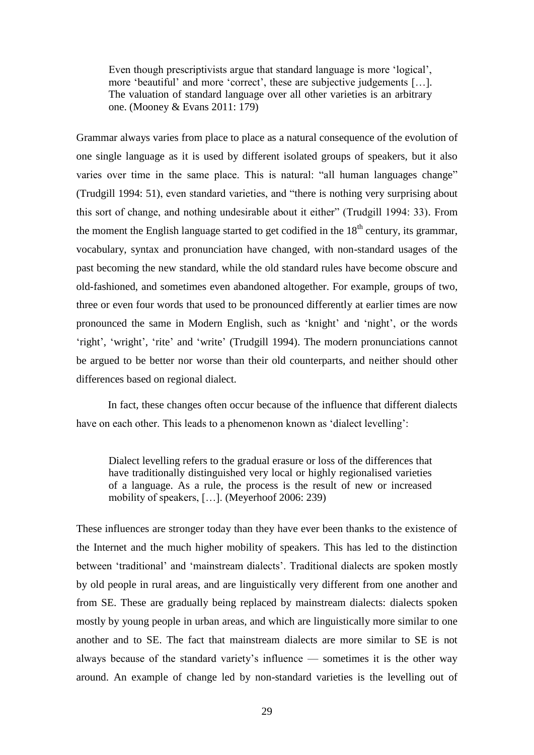> Even though prescriptivists argue that standard language is more 'logical', more 'beautiful' and more 'correct', these are subjective judgements […]. The valuation of standard language over all other varieties is an arbitrary one. (Mooney & Evans 2011: 179)

Grammar always varies from place to place as a natural consequence of the evolution of one single language as it is used by different isolated groups of speakers, but it also varies over time in the same place. This is natural: "all human languages change" (Trudgill 1994: 51), even standard varieties, and "there is nothing very surprising about this sort of change, and nothing undesirable about it either" (Trudgill 1994: 33). From the moment the English language started to get codified in the 18th century, its grammar, vocabulary, syntax and pronunciation have changed, with non-standard usages of the past becoming the new standard, while the old standard rules have become obscure and old-fashioned, and sometimes even abandoned altogether. For example, groups of two, three or even four words that used to be pronounced differently at earlier times are now pronounced the same in Modern English, such as 'knight' and 'night', or the words 'right', 'wright', 'rite' and 'write' (Trudgill 1994). The modern pronunciations cannot be argued to be better nor worse than their old counterparts, and neither should other differences based on regional dialect.

In fact, these changes often occur because of the influence that different dialects have on each other. This leads to a phenomenon known as 'dialect levelling':

> Dialect levelling refers to the gradual erasure or loss of the differences that have traditionally distinguished very local or highly regionalised varieties of a language. As a rule, the process is the result of new or increased mobility of speakers, […]. (Meyerhoof 2006: 239)

These influences are stronger today than they have ever been thanks to the existence of the Internet and the much higher mobility of speakers. This has led to the distinction between 'traditional' and 'mainstream dialects'. Traditional dialects are spoken mostly by old people in rural areas, and are linguistically very different from one another and from SE. These are gradually being replaced by mainstream dialects: dialects spoken mostly by young people in urban areas, and which are linguistically more similar to one another and to SE. The fact that mainstream dialects are more similar to SE is not always because of the standard variety's influence — sometimes it is the other way around. An example of change led by non-standard varieties is the levelling out of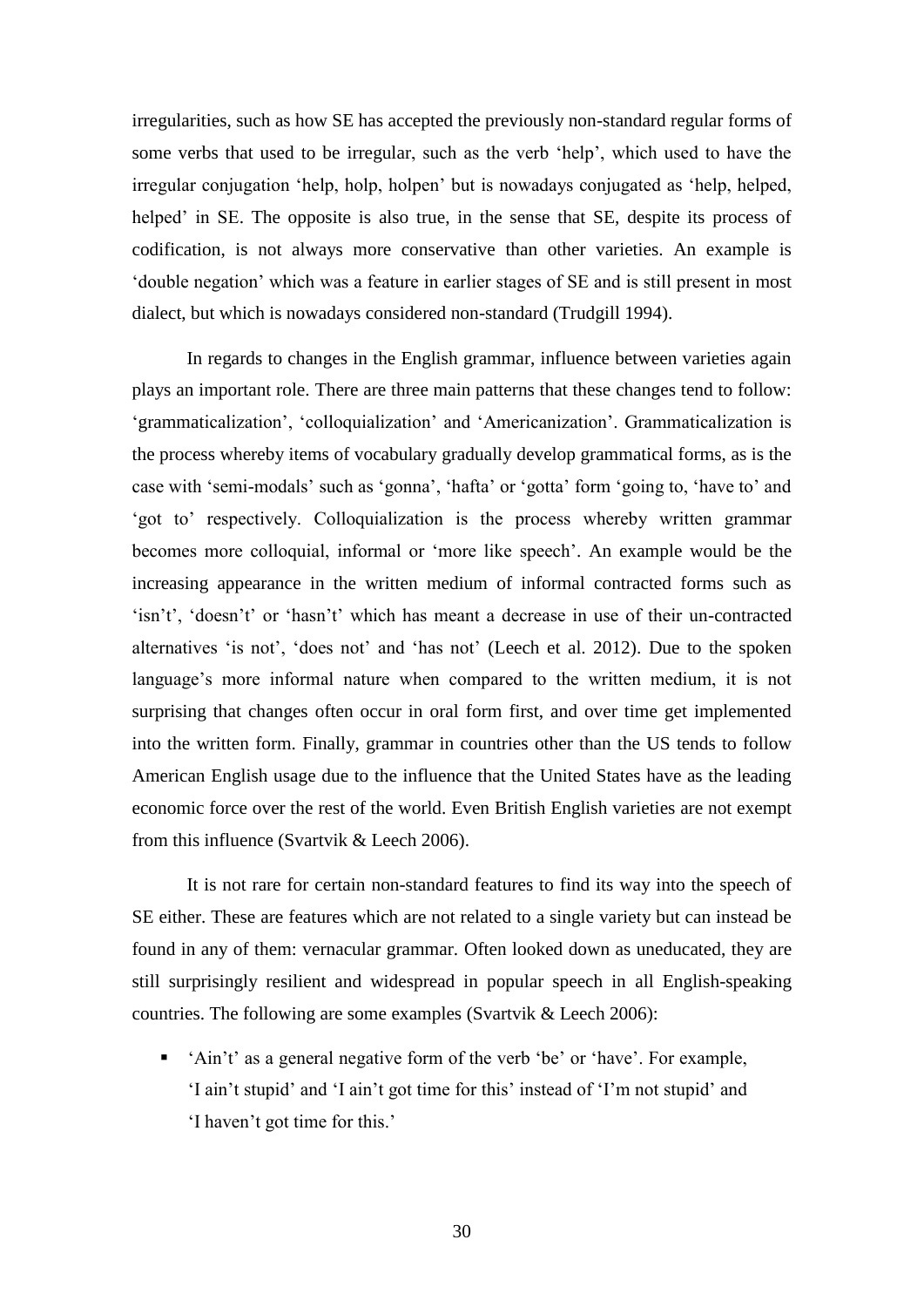irregularities, such as how SE has accepted the previously non-standard regular forms of some verbs that used to be irregular, such as the verb ‘help’, which used to have the irregular conjugation ‘help, holp, holpen’ but is nowadays conjugated as ‘help, helped, helped’ in SE. The opposite is also true, in the sense that SE, despite its process of codification, is not always more conservative than other varieties. An example is ‘double negation’ which was a feature in earlier stages of SE and is still present in most dialect, but which is nowadays considered non-standard (Trudgill 1994).

In regards to changes in the English grammar, influence between varieties again plays an important role. There are three main patterns that these changes tend to follow: ‘grammaticalization’, ‘colloquialization’ and ‘Americanization’. Grammaticalization is the process whereby items of vocabulary gradually develop grammatical forms, as is the case with ‘semi-modals’ such as ‘gonna’, ‘hafta’ or ‘gotta’ form ‘going to, ‘have to’ and ‘got to’ respectively. Colloquialization is the process whereby written grammar becomes more colloquial, informal or ‘more like speech’. An example would be the increasing appearance in the written medium of informal contracted forms such as ‘isn’t’, ‘doesn’t’ or ‘hasn’t’ which has meant a decrease in use of their un-contracted alternatives ‘is not’, ‘does not’ and ‘has not’ (Leech et al. 2012). Due to the spoken language’s more informal nature when compared to the written medium, it is not surprising that changes often occur in oral form first, and over time get implemented into the written form. Finally, grammar in countries other than the US tends to follow American English usage due to the influence that the United States have as the leading economic force over the rest of the world. Even British English varieties are not exempt from this influence (Svartvik & Leech 2006).

It is not rare for certain non-standard features to find its way into the speech of SE either. These are features which are not related to a single variety but can instead be found in any of them: vernacular grammar. Often looked down as uneducated, they are still surprisingly resilient and widespread in popular speech in all English-speaking countries. The following are some examples (Svartvik & Leech 2006):

- ‘Ain’t’ as a general negative form of the verb ‘be’ or ‘have’. For example, ‘I ain’t stupid’ and ‘I ain’t got time for this’ instead of ‘I’m not stupid’ and ‘I haven’t got time for this.’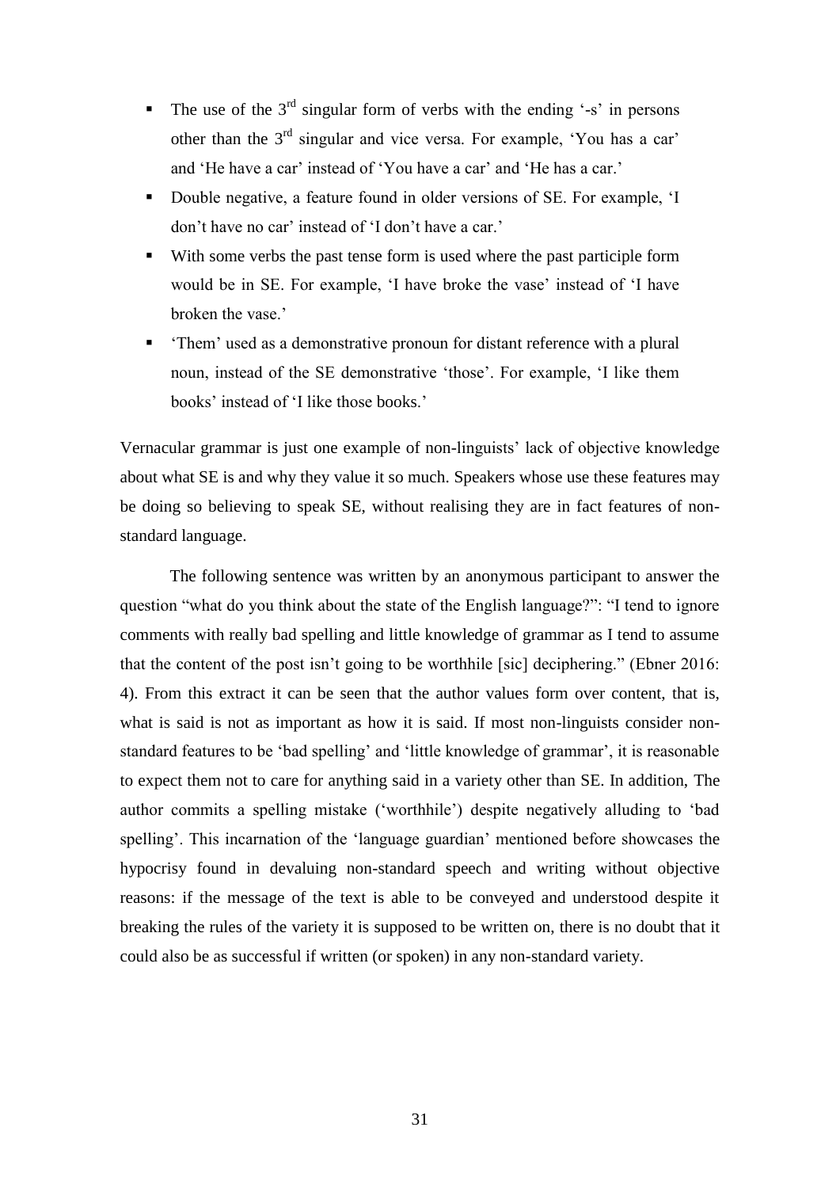- The use of the 3rd singular form of verbs with the ending '-s' in persons other than the 3rd singular and vice versa. For example, 'You has a car' and 'He have a car' instead of 'You have a car' and 'He has a car.'
- Double negative, a feature found in older versions of SE. For example, 'I don't have no car' instead of 'I don't have a car.'
- With some verbs the past tense form is used where the past participle form would be in SE. For example, 'I have broke the vase' instead of 'I have broken the vase.'
- 'Them' used as a demonstrative pronoun for distant reference with a plural noun, instead of the SE demonstrative 'those'. For example, 'I like them books' instead of 'I like those books.'

Vernacular grammar is just one example of non-linguists' lack of objective knowledge about what SE is and why they value it so much. Speakers whose use these features may be doing so believing to speak SE, without realising they are in fact features of non-standard language.

The following sentence was written by an anonymous participant to answer the question "what do you think about the state of the English language?": "I tend to ignore comments with really bad spelling and little knowledge of grammar as I tend to assume that the content of the post isn't going to be worthhile [sic] deciphering." (Ebner 2016: 4). From this extract it can be seen that the author values form over content, that is, what is said is not as important as how it is said. If most non-linguists consider non-standard features to be 'bad spelling' and 'little knowledge of grammar', it is reasonable to expect them not to care for anything said in a variety other than SE. In addition, The author commits a spelling mistake ('worthhile') despite negatively alluding to 'bad spelling'. This incarnation of the 'language guardian' mentioned before showcases the hypocrisy found in devaluing non-standard speech and writing without objective reasons: if the message of the text is able to be conveyed and understood despite it breaking the rules of the variety it is supposed to be written on, there is no doubt that it could also be as successful if written (or spoken) in any non-standard variety.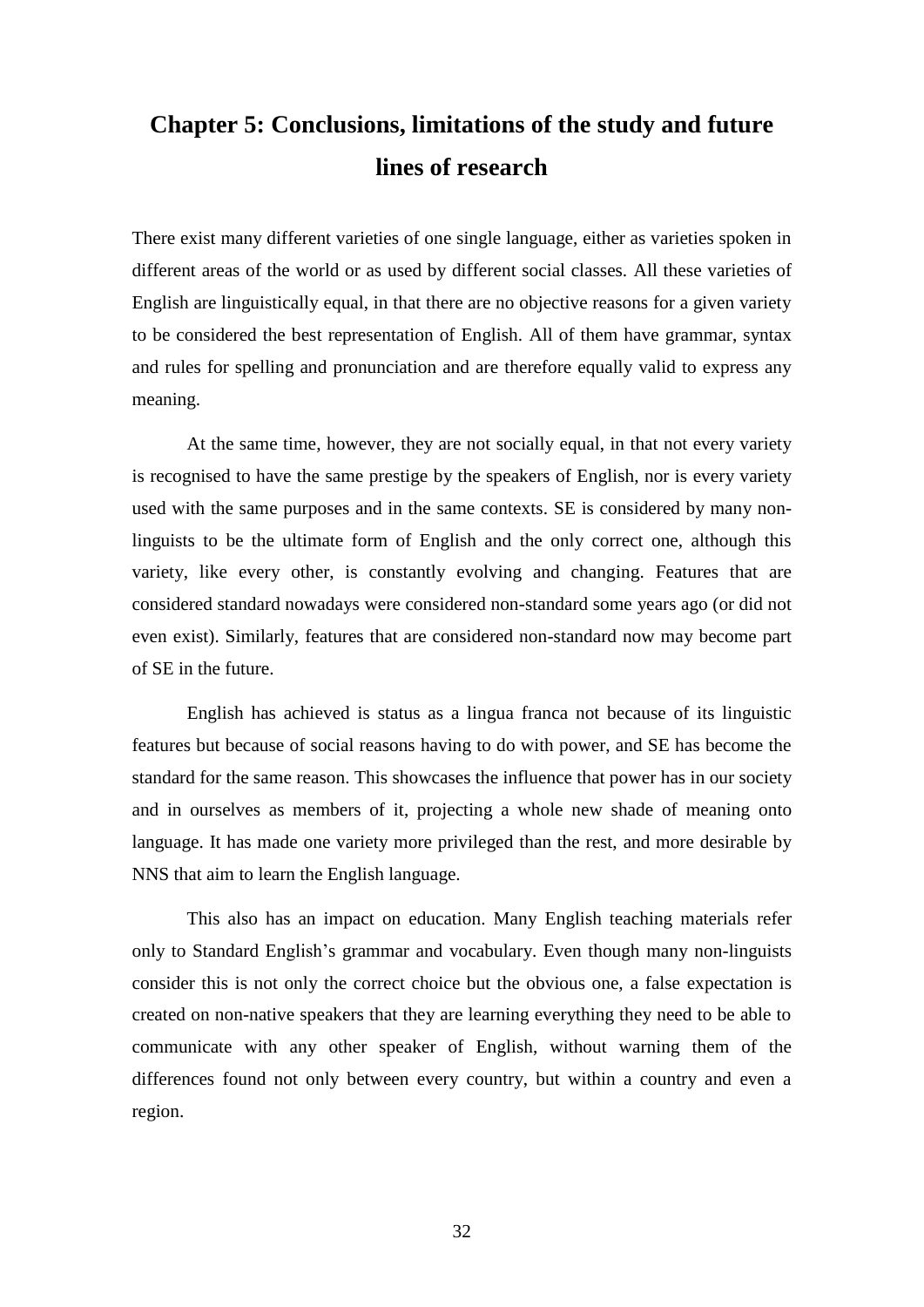# Chapter 5: Conclusions, limitations of the study and future lines of research

There exist many different varieties of one single language, either as varieties spoken in different areas of the world or as used by different social classes. All these varieties of English are linguistically equal, in that there are no objective reasons for a given variety to be considered the best representation of English. All of them have grammar, syntax and rules for spelling and pronunciation and are therefore equally valid to express any meaning.

At the same time, however, they are not socially equal, in that not every variety is recognised to have the same prestige by the speakers of English, nor is every variety used with the same purposes and in the same contexts. SE is considered by many non-linguists to be the ultimate form of English and the only correct one, although this variety, like every other, is constantly evolving and changing. Features that are considered standard nowadays were considered non-standard some years ago (or did not even exist). Similarly, features that are considered non-standard now may become part of SE in the future.

English has achieved is status as a lingua franca not because of its linguistic features but because of social reasons having to do with power, and SE has become the standard for the same reason. This showcases the influence that power has in our society and in ourselves as members of it, projecting a whole new shade of meaning onto language. It has made one variety more privileged than the rest, and more desirable by NNS that aim to learn the English language.

This also has an impact on education. Many English teaching materials refer only to Standard English's grammar and vocabulary. Even though many non-linguists consider this is not only the correct choice but the obvious one, a false expectation is created on non-native speakers that they are learning everything they need to be able to communicate with any other speaker of English, without warning them of the differences found not only between every country, but within a country and even a region.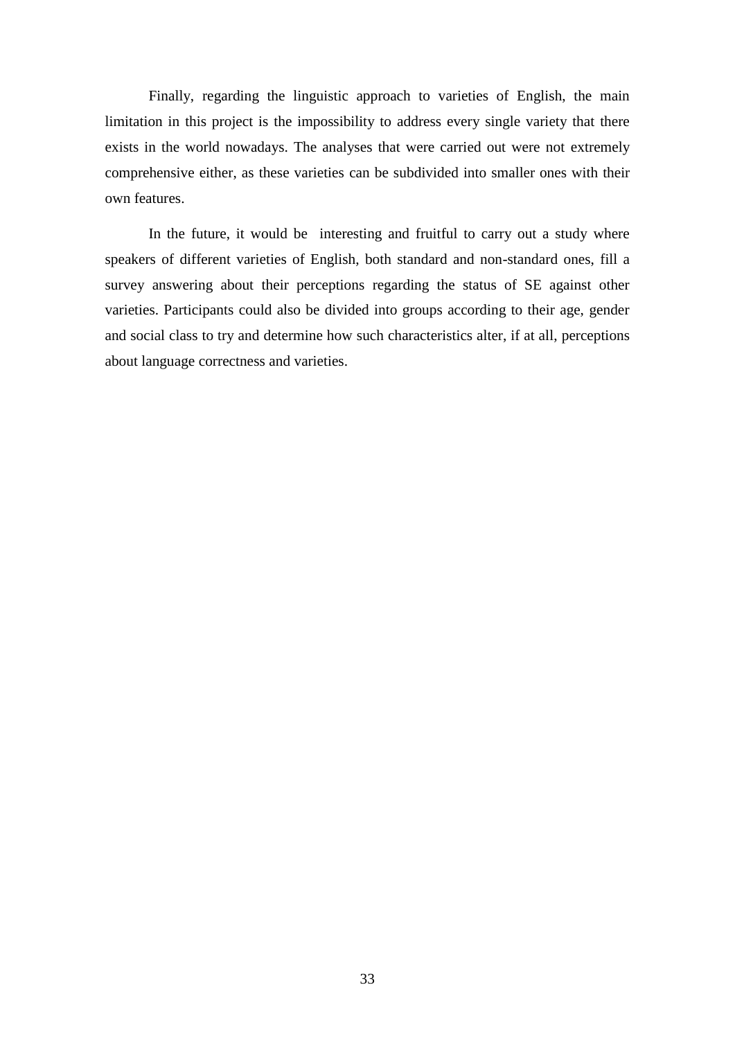Finally, regarding the linguistic approach to varieties of English, the main limitation in this project is the impossibility to address every single variety that there exists in the world nowadays. The analyses that were carried out were not extremely comprehensive either, as these varieties can be subdivided into smaller ones with their own features.

In the future, it would be interesting and fruitful to carry out a study where speakers of different varieties of English, both standard and non-standard ones, fill a survey answering about their perceptions regarding the status of SE against other varieties. Participants could also be divided into groups according to their age, gender and social class to try and determine how such characteristics alter, if at all, perceptions about language correctness and varieties.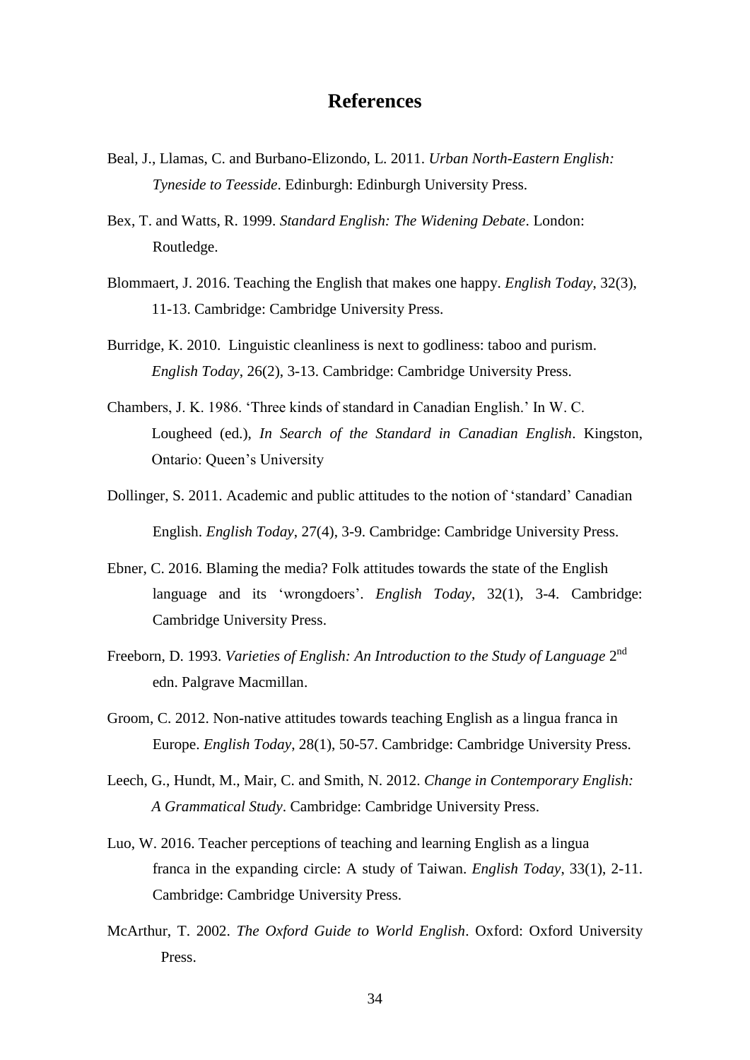# References

Beal, J., Llamas, C. and Burbano-Elizondo, L. 2011. *Urban North-Eastern English: Tyneside to Teesside*. Edinburgh: Edinburgh University Press.

Bex, T. and Watts, R. 1999. *Standard English: The Widening Debate*. London: Routledge.

Blommaert, J. 2016. Teaching the English that makes one happy. *English Today*, 32(3), 11-13. Cambridge: Cambridge University Press.

Burridge, K. 2010. Linguistic cleanliness is next to godliness: taboo and purism. *English Today*, 26(2), 3-13. Cambridge: Cambridge University Press.

Chambers, J. K. 1986. 'Three kinds of standard in Canadian English.' In W. C. Lougheed (ed.), *In Search of the Standard in Canadian English*. Kingston, Ontario: Queen's University

Dollinger, S. 2011. Academic and public attitudes to the notion of 'standard' Canadian English. *English Today*, 27(4), 3-9. Cambridge: Cambridge University Press.

Ebner, C. 2016. Blaming the media? Folk attitudes towards the state of the English language and its 'wrongdoers'. *English Today*, 32(1), 3-4. Cambridge: Cambridge University Press.

Freeborn, D. 1993. *Varieties of English: An Introduction to the Study of Language* 2nd edn. Palgrave Macmillan.

Groom, C. 2012. Non-native attitudes towards teaching English as a lingua franca in Europe. *English Today*, 28(1), 50-57. Cambridge: Cambridge University Press.

Leech, G., Hundt, M., Mair, C. and Smith, N. 2012. *Change in Contemporary English: A Grammatical Study*. Cambridge: Cambridge University Press.

Luo, W. 2016. Teacher perceptions of teaching and learning English as a lingua franca in the expanding circle: A study of Taiwan. *English Today*, 33(1), 2-11. Cambridge: Cambridge University Press.

McArthur, T. 2002. *The Oxford Guide to World English*. Oxford: Oxford University Press.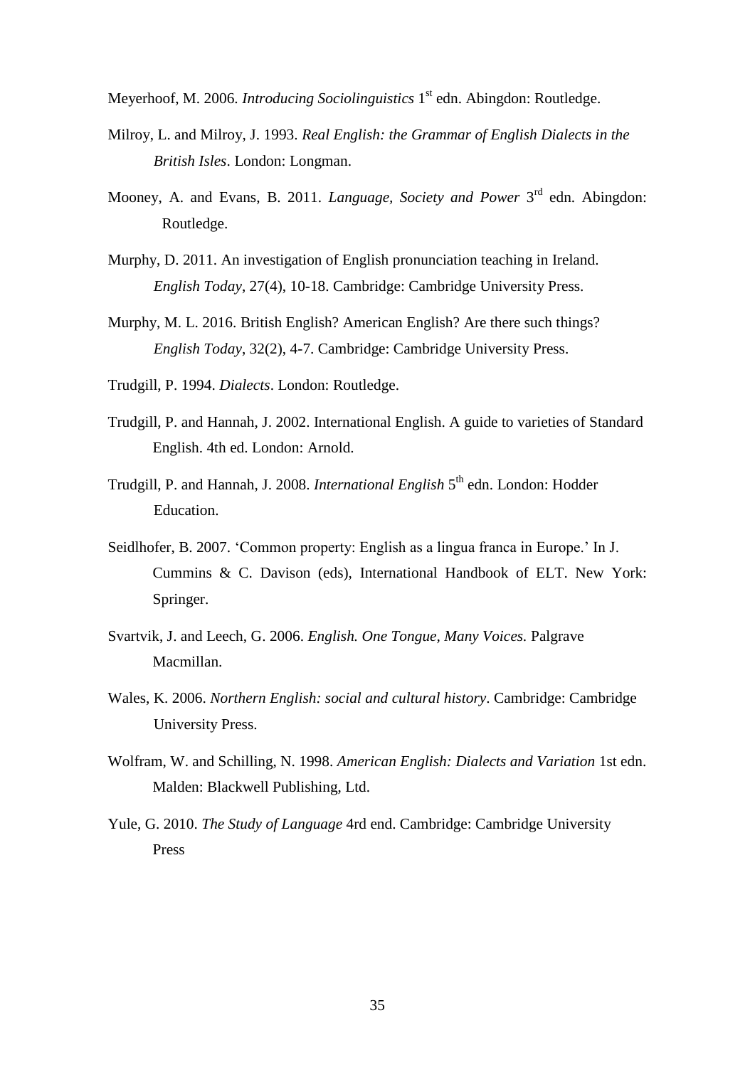Meyerhoof, M. 2006. *Introducing Sociolinguistics* 1st edn. Abingdon: Routledge.

Milroy, L. and Milroy, J. 1993. *Real English: the Grammar of English Dialects in the British Isles*. London: Longman.

Mooney, A. and Evans, B. 2011. *Language, Society and Power* 3rd edn. Abingdon: Routledge.

Murphy, D. 2011. An investigation of English pronunciation teaching in Ireland. *English Today*, 27(4), 10-18. Cambridge: Cambridge University Press.

Murphy, M. L. 2016. British English? American English? Are there such things? *English Today*, 32(2), 4-7. Cambridge: Cambridge University Press.

Trudgill, P. 1994. *Dialects*. London: Routledge.

Trudgill, P. and Hannah, J. 2002. International English. A guide to varieties of Standard English. 4th ed. London: Arnold.

Trudgill, P. and Hannah, J. 2008. *International English* 5th edn. London: Hodder Education.

Seidlhofer, B. 2007. 'Common property: English as a lingua franca in Europe.' In J. Cummins & C. Davison (eds), International Handbook of ELT. New York: Springer.

Svartvik, J. and Leech, G. 2006. *English. One Tongue, Many Voices.* Palgrave Macmillan.

Wales, K. 2006. *Northern English: social and cultural history*. Cambridge: Cambridge University Press.

Wolfram, W. and Schilling, N. 1998. *American English: Dialects and Variation* 1st edn. Malden: Blackwell Publishing, Ltd.

Yule, G. 2010. *The Study of Language* 4rd end. Cambridge: Cambridge University Press